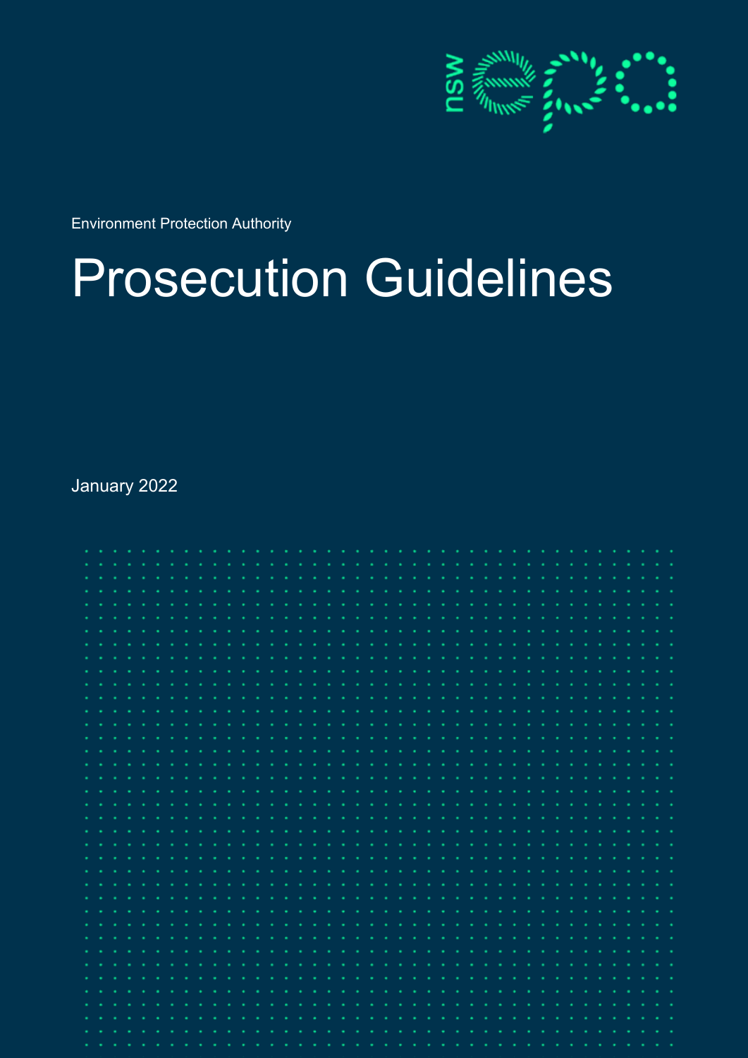Environment Protection Authority

# Prosecution Guidelines

January 2022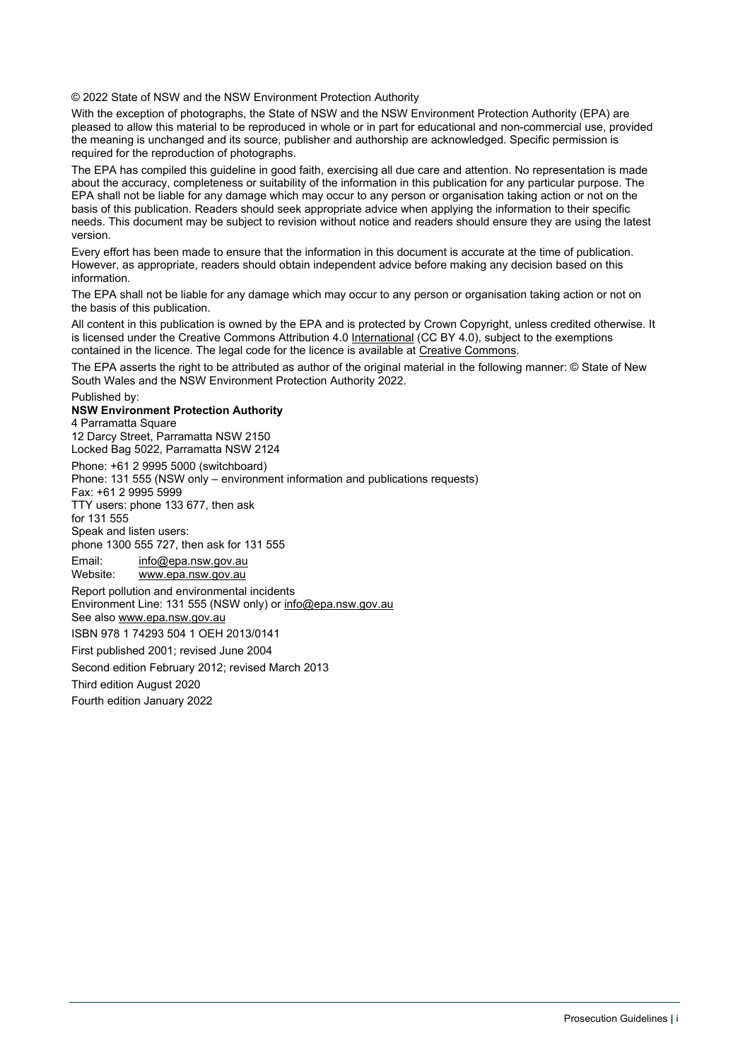© 2022 State of NSW and the NSW Environment Protection Authority

With the exception of photographs, the State of NSW and the NSW Environment Protection Authority (EPA) are pleased to allow this material to be reproduced in whole or in part for educational and non-commercial use, provided the meaning is unchanged and its source, publisher and authorship are acknowledged. Specific permission is required for the reproduction of photographs.

The EPA has compiled this guideline in good faith, exercising all due care and attention. No representation is made about the accuracy, completeness or suitability of the information in this publication for any particular purpose. The EPA shall not be liable for any damage which may occur to any person or organisation taking action or not on the basis of this publication. Readers should seek appropriate advice when applying the information to their specific needs. This document may be subject to revision without notice and readers should ensure they are using the latest version.

Every effort has been made to ensure that the information in this document is accurate at the time of publication. However, as appropriate, readers should obtain independent advice before making any decision based on this information.

The EPA shall not be liable for any damage which may occur to any person or organisation taking action or not on the basis of this publication.

All content in this publication is owned by the EPA and is protected by Crown Copyright, unless credited otherwise. It is licensed under the Creative Commons Attribution 4.0 International (CC BY 4.0), subject to the exemptions contained in the licence. The legal code for the licence is available at Creative Commons.

The EPA asserts the right to be attributed as author of the original material in the following manner: © State of New South Wales and the NSW Environment Protection Authority 2022.

Published by:

**NSW Environment Protection Authority**
4 Parramatta Square
12 Darcy Street, Parramatta NSW 2150
Locked Bag 5022, Parramatta NSW 2124

Phone: +61 2 9995 5000 (switchboard)
Phone: 131 555 (NSW only – environment information and publications requests)
Fax: +61 2 9995 5999
TTY users: phone 133 677, then ask for 131 555
Speak and listen users: phone 1300 555 727, then ask for 131 555

Email: info@epa.nsw.gov.au
Website: www.epa.nsw.gov.au

Report pollution and environmental incidents
Environment Line: 131 555 (NSW only) or info@epa.nsw.gov.au
See also www.epa.nsw.gov.au

ISBN 978 1 74293 504 1 OEH 2013/0141

First published 2001; revised June 2004

Second edition February 2012; revised March 2013

Third edition August 2020

Fourth edition January 2022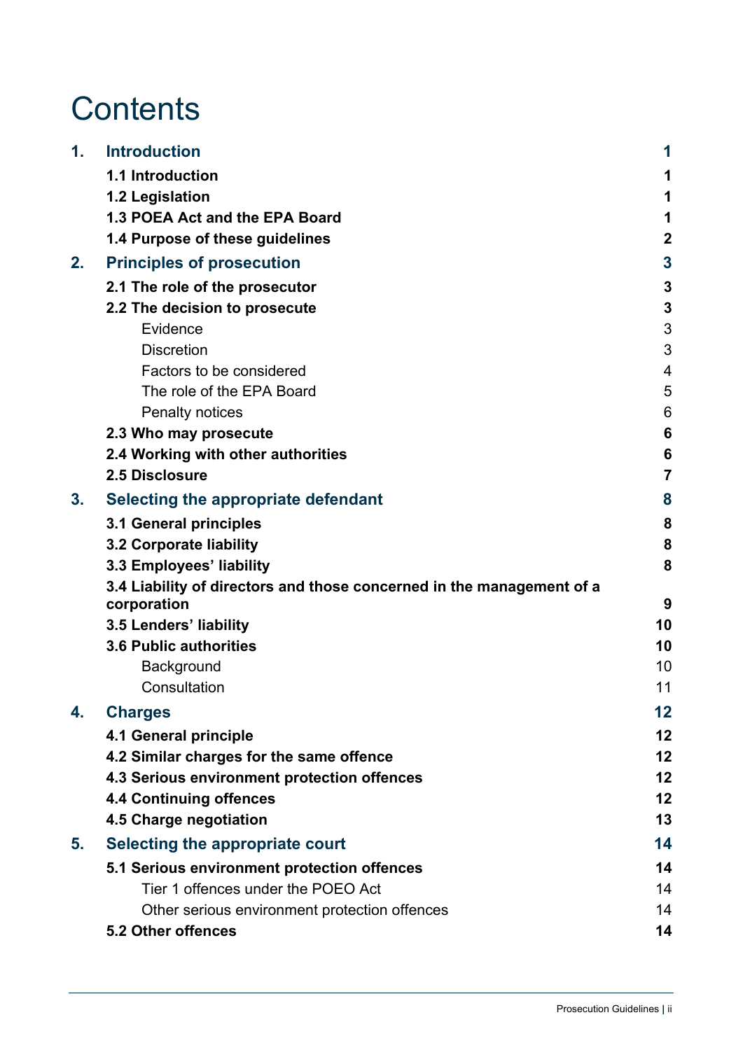# Contents

| | | |
|---|---|---|
| **1.** | **Introduction** | **1** |
| | **1.1 Introduction** | **1** |
| | **1.2 Legislation** | **1** |
| | **1.3 POEA Act and the EPA Board** | **1** |
| | **1.4 Purpose of these guidelines** | **2** |
| **2.** | **Principles of prosecution** | **3** |
| | **2.1 The role of the prosecutor** | **3** |
| | **2.2 The decision to prosecute** | **3** |
| | Evidence | 3 |
| | Discretion | 3 |
| | Factors to be considered | 4 |
| | The role of the EPA Board | 5 |
| | Penalty notices | 6 |
| | **2.3 Who may prosecute** | **6** |
| | **2.4 Working with other authorities** | **6** |
| | **2.5 Disclosure** | **7** |
| **3.** | **Selecting the appropriate defendant** | **8** |
| | **3.1 General principles** | **8** |
| | **3.2 Corporate liability** | **8** |
| | **3.3 Employees' liability** | **8** |
| | **3.4 Liability of directors and those concerned in the management of a corporation** | **9** |
| | **3.5 Lenders' liability** | **10** |
| | **3.6 Public authorities** | **10** |
| | Background | 10 |
| | Consultation | 11 |
| **4.** | **Charges** | **12** |
| | **4.1 General principle** | **12** |
| | **4.2 Similar charges for the same offence** | **12** |
| | **4.3 Serious environment protection offences** | **12** |
| | **4.4 Continuing offences** | **12** |
| | **4.5 Charge negotiation** | **13** |
| **5.** | **Selecting the appropriate court** | **14** |
| | **5.1 Serious environment protection offences** | **14** |
| | Tier 1 offences under the POEO Act | 14 |
| | Other serious environment protection offences | 14 |
| | **5.2 Other offences** | **14** |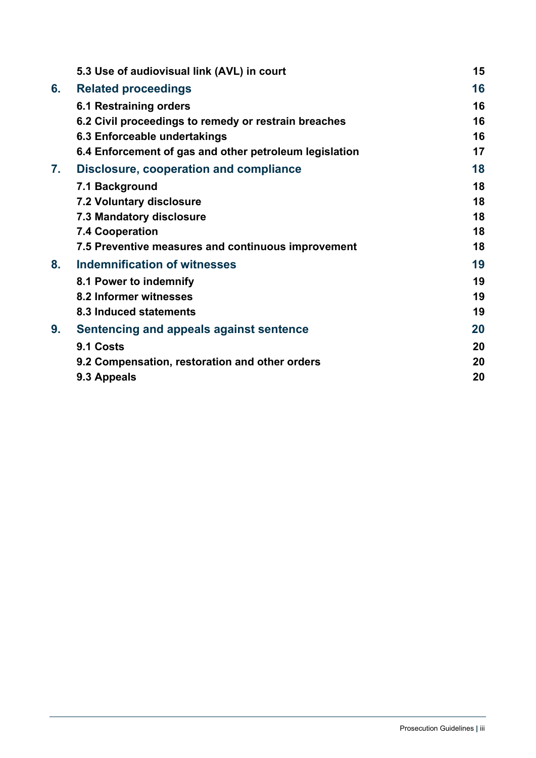| | | |
|---|---|---|
| | **5.3 Use of audiovisual link (AVL) in court** | **15** |
| **6.** | **Related proceedings** | **16** |
| | **6.1 Restraining orders** | **16** |
| | **6.2 Civil proceedings to remedy or restrain breaches** | **16** |
| | **6.3 Enforceable undertakings** | **16** |
| | **6.4 Enforcement of gas and other petroleum legislation** | **17** |
| **7.** | **Disclosure, cooperation and compliance** | **18** |
| | **7.1 Background** | **18** |
| | **7.2 Voluntary disclosure** | **18** |
| | **7.3 Mandatory disclosure** | **18** |
| | **7.4 Cooperation** | **18** |
| | **7.5 Preventive measures and continuous improvement** | **18** |
| **8.** | **Indemnification of witnesses** | **19** |
| | **8.1 Power to indemnify** | **19** |
| | **8.2 Informer witnesses** | **19** |
| | **8.3 Induced statements** | **19** |
| **9.** | **Sentencing and appeals against sentence** | **20** |
| | **9.1 Costs** | **20** |
| | **9.2 Compensation, restoration and other orders** | **20** |
| | **9.3 Appeals** | **20** |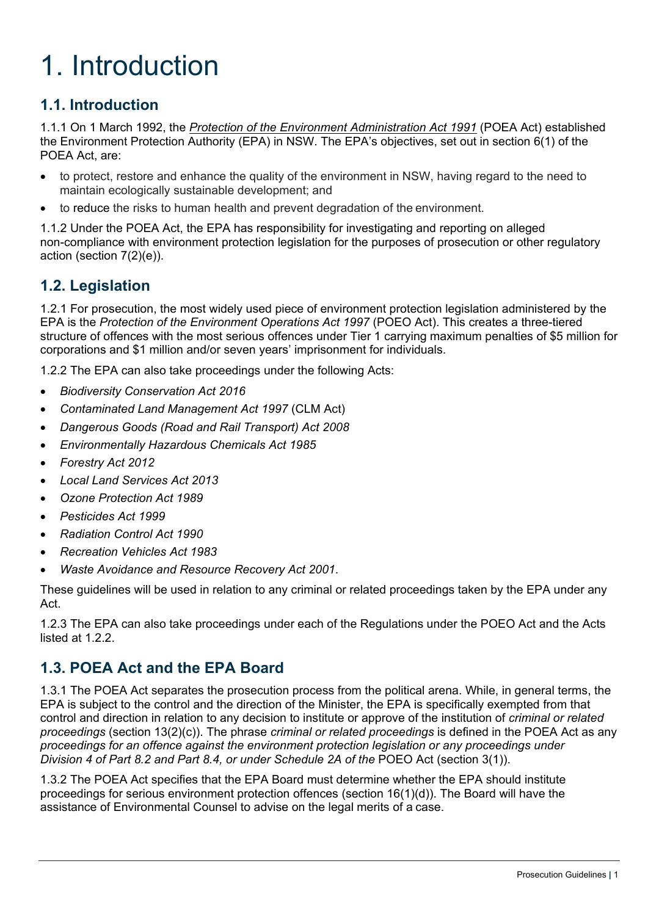# 1. Introduction

## 1.1. Introduction

1.1.1 On 1 March 1992, the *Protection of the Environment Administration Act 1991* (POEA Act) established the Environment Protection Authority (EPA) in NSW. The EPA's objectives, set out in section 6(1) of the POEA Act, are:

- to protect, restore and enhance the quality of the environment in NSW, having regard to the need to maintain ecologically sustainable development; and
- to reduce the risks to human health and prevent degradation of the environment.

1.1.2 Under the POEA Act, the EPA has responsibility for investigating and reporting on alleged non-compliance with environment protection legislation for the purposes of prosecution or other regulatory action (section 7(2)(e)).

## 1.2. Legislation

1.2.1 For prosecution, the most widely used piece of environment protection legislation administered by the EPA is the *Protection of the Environment Operations Act 1997* (POEO Act). This creates a three-tiered structure of offences with the most serious offences under Tier 1 carrying maximum penalties of $5 million for corporations and $1 million and/or seven years' imprisonment for individuals.

1.2.2 The EPA can also take proceedings under the following Acts:

- *Biodiversity Conservation Act 2016*
- *Contaminated Land Management Act 1997* (CLM Act)
- *Dangerous Goods (Road and Rail Transport) Act 2008*
- *Environmentally Hazardous Chemicals Act 1985*
- *Forestry Act 2012*
- *Local Land Services Act 2013*
- *Ozone Protection Act 1989*
- *Pesticides Act 1999*
- *Radiation Control Act 1990*
- *Recreation Vehicles Act 1983*
- *Waste Avoidance and Resource Recovery Act 2001*.

These guidelines will be used in relation to any criminal or related proceedings taken by the EPA under any Act.

1.2.3 The EPA can also take proceedings under each of the Regulations under the POEO Act and the Acts listed at 1.2.2.

## 1.3. POEA Act and the EPA Board

1.3.1 The POEA Act separates the prosecution process from the political arena. While, in general terms, the EPA is subject to the control and the direction of the Minister, the EPA is specifically exempted from that control and direction in relation to any decision to institute or approve of the institution of *criminal or related proceedings* (section 13(2)(c)). The phrase *criminal or related proceedings* is defined in the POEA Act as any *proceedings for an offence against the environment protection legislation or any proceedings under Division 4 of Part 8.2 and Part 8.4, or under Schedule 2A of the* POEO Act (section 3(1)).

1.3.2 The POEA Act specifies that the EPA Board must determine whether the EPA should institute proceedings for serious environment protection offences (section 16(1)(d)). The Board will have the assistance of Environmental Counsel to advise on the legal merits of a case.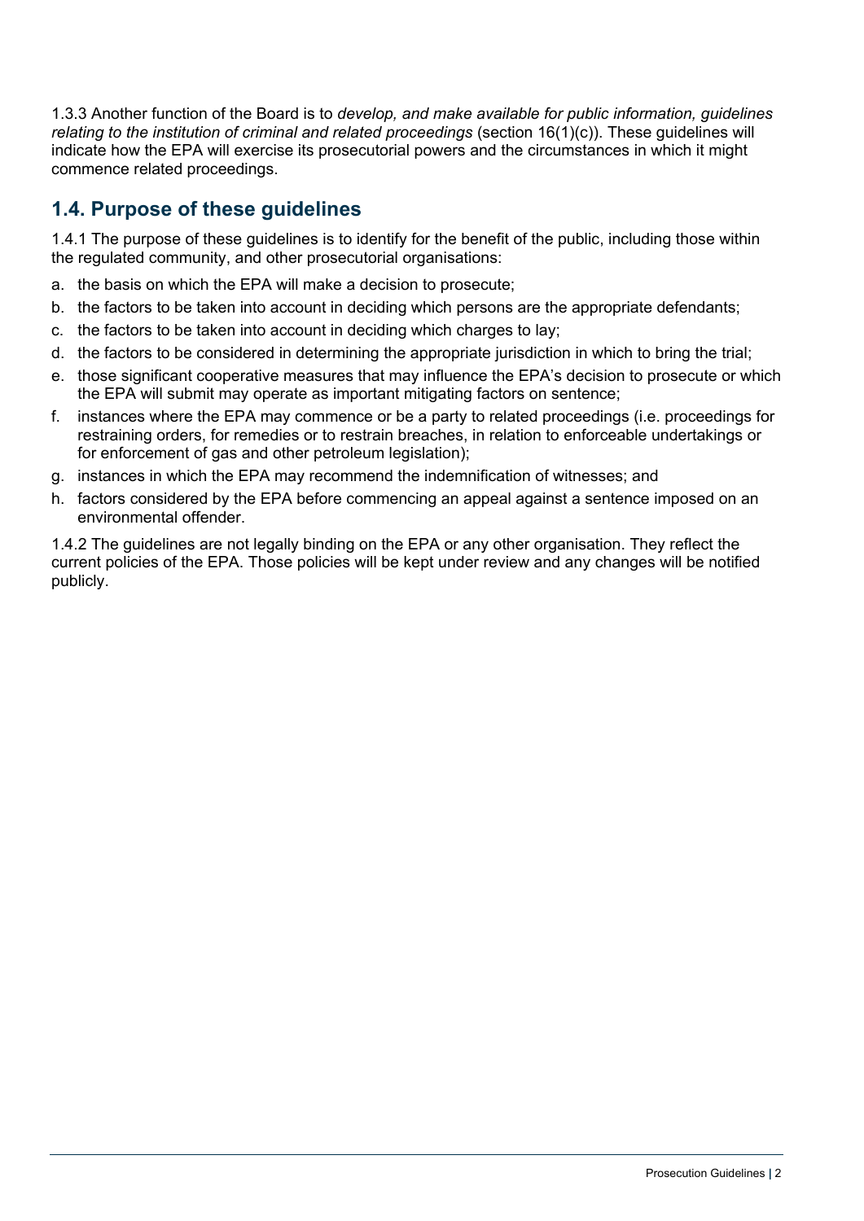1.3.3 Another function of the Board is to *develop, and make available for public information, guidelines relating to the institution of criminal and related proceedings* (section 16(1)(c)). These guidelines will indicate how the EPA will exercise its prosecutorial powers and the circumstances in which it might commence related proceedings.

## 1.4. Purpose of these guidelines

1.4.1 The purpose of these guidelines is to identify for the benefit of the public, including those within the regulated community, and other prosecutorial organisations:

a. the basis on which the EPA will make a decision to prosecute;
b. the factors to be taken into account in deciding which persons are the appropriate defendants;
c. the factors to be taken into account in deciding which charges to lay;
d. the factors to be considered in determining the appropriate jurisdiction in which to bring the trial;
e. those significant cooperative measures that may influence the EPA's decision to prosecute or which the EPA will submit may operate as important mitigating factors on sentence;
f. instances where the EPA may commence or be a party to related proceedings (i.e. proceedings for restraining orders, for remedies or to restrain breaches, in relation to enforceable undertakings or for enforcement of gas and other petroleum legislation);
g. instances in which the EPA may recommend the indemnification of witnesses; and
h. factors considered by the EPA before commencing an appeal against a sentence imposed on an environmental offender.

1.4.2 The guidelines are not legally binding on the EPA or any other organisation. They reflect the current policies of the EPA. Those policies will be kept under review and any changes will be notified publicly.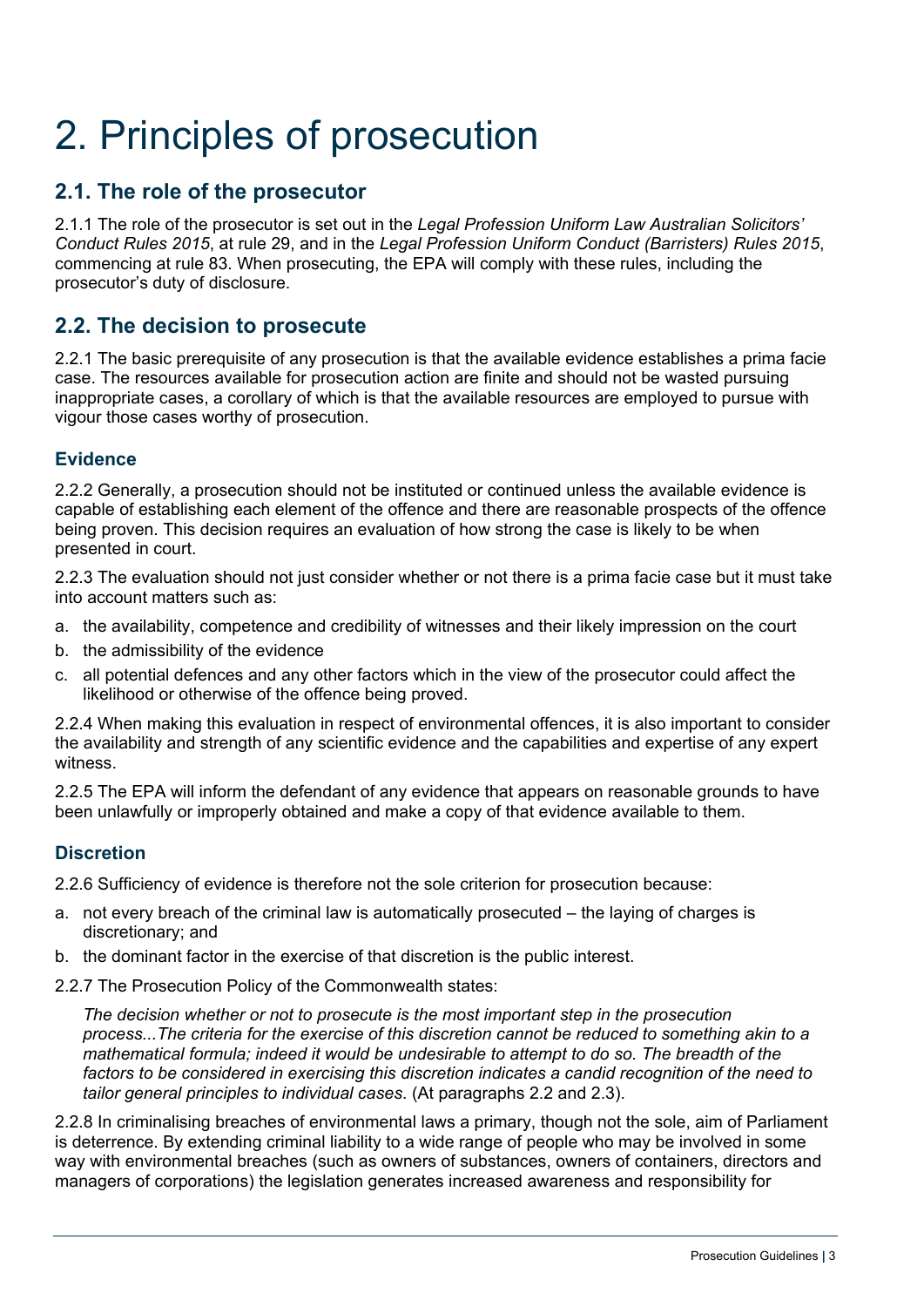# 2. Principles of prosecution

## 2.1. The role of the prosecutor

2.1.1 The role of the prosecutor is set out in the *Legal Profession Uniform Law Australian Solicitors' Conduct Rules 2015*, at rule 29, and in the *Legal Profession Uniform Conduct (Barristers) Rules 2015*, commencing at rule 83. When prosecuting, the EPA will comply with these rules, including the prosecutor's duty of disclosure.

## 2.2. The decision to prosecute

2.2.1 The basic prerequisite of any prosecution is that the available evidence establishes a prima facie case. The resources available for prosecution action are finite and should not be wasted pursuing inappropriate cases, a corollary of which is that the available resources are employed to pursue with vigour those cases worthy of prosecution.

### Evidence

2.2.2 Generally, a prosecution should not be instituted or continued unless the available evidence is capable of establishing each element of the offence and there are reasonable prospects of the offence being proven. This decision requires an evaluation of how strong the case is likely to be when presented in court.

2.2.3 The evaluation should not just consider whether or not there is a prima facie case but it must take into account matters such as:

a. the availability, competence and credibility of witnesses and their likely impression on the court
b. the admissibility of the evidence
c. all potential defences and any other factors which in the view of the prosecutor could affect the likelihood or otherwise of the offence being proved.

2.2.4 When making this evaluation in respect of environmental offences, it is also important to consider the availability and strength of any scientific evidence and the capabilities and expertise of any expert witness.

2.2.5 The EPA will inform the defendant of any evidence that appears on reasonable grounds to have been unlawfully or improperly obtained and make a copy of that evidence available to them.

### Discretion

2.2.6 Sufficiency of evidence is therefore not the sole criterion for prosecution because:

a. not every breach of the criminal law is automatically prosecuted – the laying of charges is discretionary; and
b. the dominant factor in the exercise of that discretion is the public interest.

2.2.7 The Prosecution Policy of the Commonwealth states:

> *The decision whether or not to prosecute is the most important step in the prosecution process...The criteria for the exercise of this discretion cannot be reduced to something akin to a mathematical formula; indeed it would be undesirable to attempt to do so. The breadth of the factors to be considered in exercising this discretion indicates a candid recognition of the need to tailor general principles to individual cases*. (At paragraphs 2.2 and 2.3).

2.2.8 In criminalising breaches of environmental laws a primary, though not the sole, aim of Parliament is deterrence. By extending criminal liability to a wide range of people who may be involved in some way with environmental breaches (such as owners of substances, owners of containers, directors and managers of corporations) the legislation generates increased awareness and responsibility for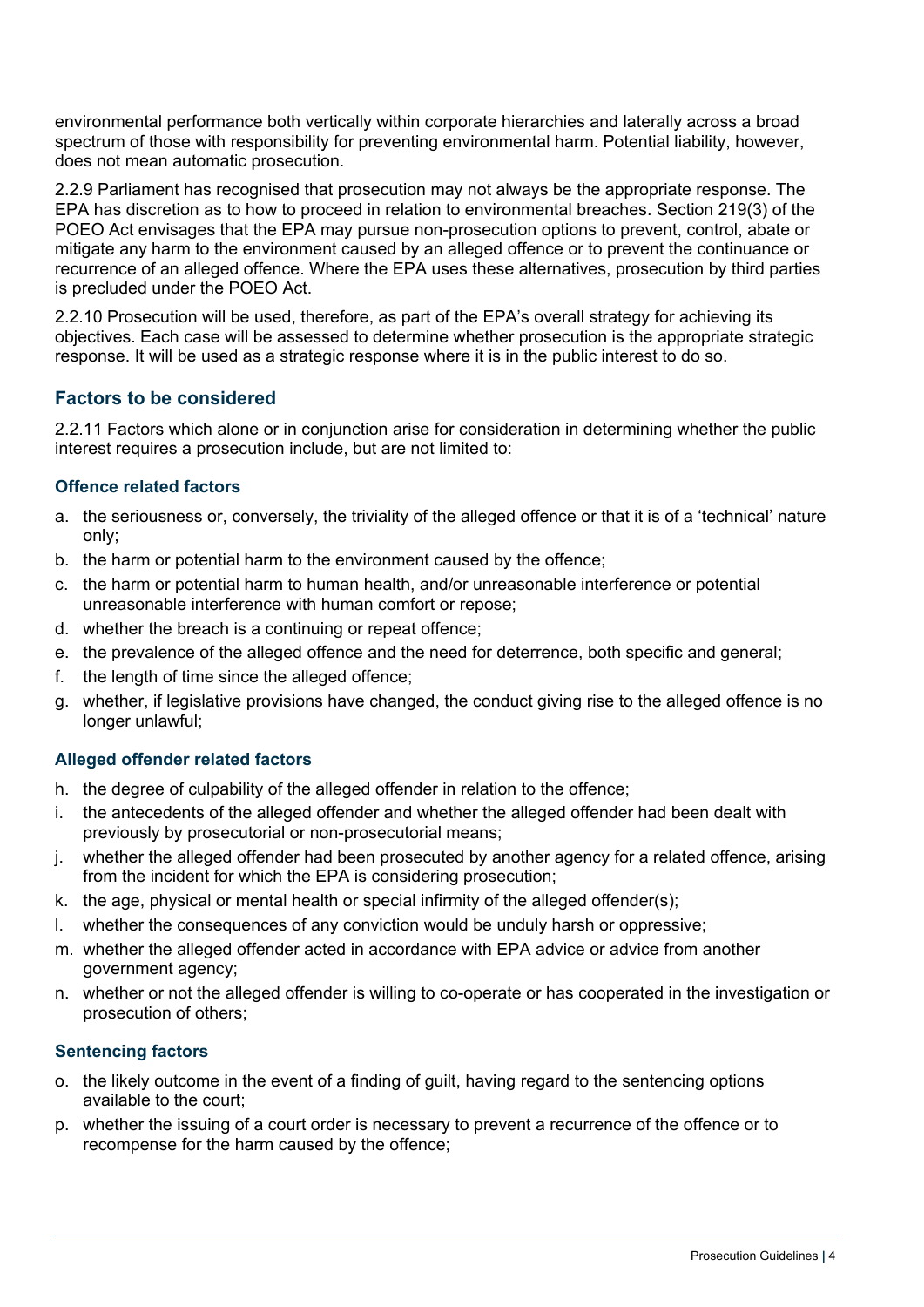environmental performance both vertically within corporate hierarchies and laterally across a broad spectrum of those with responsibility for preventing environmental harm. Potential liability, however, does not mean automatic prosecution.

2.2.9 Parliament has recognised that prosecution may not always be the appropriate response. The EPA has discretion as to how to proceed in relation to environmental breaches. Section 219(3) of the POEO Act envisages that the EPA may pursue non-prosecution options to prevent, control, abate or mitigate any harm to the environment caused by an alleged offence or to prevent the continuance or recurrence of an alleged offence. Where the EPA uses these alternatives, prosecution by third parties is precluded under the POEO Act.

2.2.10 Prosecution will be used, therefore, as part of the EPA's overall strategy for achieving its objectives. Each case will be assessed to determine whether prosecution is the appropriate strategic response. It will be used as a strategic response where it is in the public interest to do so.

### Factors to be considered

2.2.11 Factors which alone or in conjunction arise for consideration in determining whether the public interest requires a prosecution include, but are not limited to:

#### Offence related factors

a. the seriousness or, conversely, the triviality of the alleged offence or that it is of a 'technical' nature only;
b. the harm or potential harm to the environment caused by the offence;
c. the harm or potential harm to human health, and/or unreasonable interference or potential unreasonable interference with human comfort or repose;
d. whether the breach is a continuing or repeat offence;
e. the prevalence of the alleged offence and the need for deterrence, both specific and general;
f. the length of time since the alleged offence;
g. whether, if legislative provisions have changed, the conduct giving rise to the alleged offence is no longer unlawful;

#### Alleged offender related factors

h. the degree of culpability of the alleged offender in relation to the offence;
i. the antecedents of the alleged offender and whether the alleged offender had been dealt with previously by prosecutorial or non-prosecutorial means;
j. whether the alleged offender had been prosecuted by another agency for a related offence, arising from the incident for which the EPA is considering prosecution;
k. the age, physical or mental health or special infirmity of the alleged offender(s);
l. whether the consequences of any conviction would be unduly harsh or oppressive;
m. whether the alleged offender acted in accordance with EPA advice or advice from another government agency;
n. whether or not the alleged offender is willing to co-operate or has cooperated in the investigation or prosecution of others;

#### Sentencing factors

o. the likely outcome in the event of a finding of guilt, having regard to the sentencing options available to the court;
p. whether the issuing of a court order is necessary to prevent a recurrence of the offence or to recompense for the harm caused by the offence;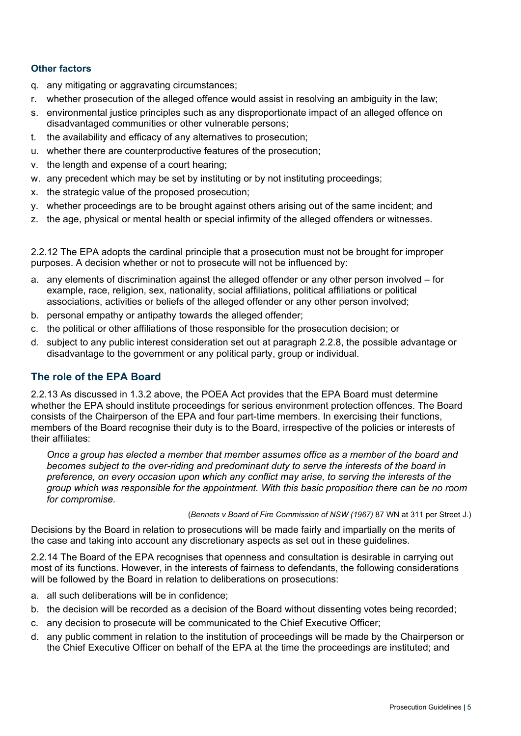### Other factors

q. any mitigating or aggravating circumstances;
r. whether prosecution of the alleged offence would assist in resolving an ambiguity in the law;
s. environmental justice principles such as any disproportionate impact of an alleged offence on disadvantaged communities or other vulnerable persons;
t. the availability and efficacy of any alternatives to prosecution;
u. whether there are counterproductive features of the prosecution;
v. the length and expense of a court hearing;
w. any precedent which may be set by instituting or by not instituting proceedings;
x. the strategic value of the proposed prosecution;
y. whether proceedings are to be brought against others arising out of the same incident; and
z. the age, physical or mental health or special infirmity of the alleged offenders or witnesses.

2.2.12 The EPA adopts the cardinal principle that a prosecution must not be brought for improper purposes. A decision whether or not to prosecute will not be influenced by:

a. any elements of discrimination against the alleged offender or any other person involved – for example, race, religion, sex, nationality, social affiliations, political affiliations or political associations, activities or beliefs of the alleged offender or any other person involved;
b. personal empathy or antipathy towards the alleged offender;
c. the political or other affiliations of those responsible for the prosecution decision; or
d. subject to any public interest consideration set out at paragraph 2.2.8, the possible advantage or disadvantage to the government or any political party, group or individual.

## The role of the EPA Board

2.2.13 As discussed in 1.3.2 above, the POEA Act provides that the EPA Board must determine whether the EPA should institute proceedings for serious environment protection offences. The Board consists of the Chairperson of the EPA and four part-time members. In exercising their functions, members of the Board recognise their duty is to the Board, irrespective of the policies or interests of their affiliates:

> *Once a group has elected a member that member assumes office as a member of the board and becomes subject to the over-riding and predominant duty to serve the interests of the board in preference, on every occasion upon which any conflict may arise, to serving the interests of the group which was responsible for the appointment. With this basic proposition there can be no room for compromise.*
>
> (*Bennets v Board of Fire Commission of NSW (1967)* 87 WN at 311 per Street J.)

Decisions by the Board in relation to prosecutions will be made fairly and impartially on the merits of the case and taking into account any discretionary aspects as set out in these guidelines.

2.2.14 The Board of the EPA recognises that openness and consultation is desirable in carrying out most of its functions. However, in the interests of fairness to defendants, the following considerations will be followed by the Board in relation to deliberations on prosecutions:

a. all such deliberations will be in confidence;
b. the decision will be recorded as a decision of the Board without dissenting votes being recorded;
c. any decision to prosecute will be communicated to the Chief Executive Officer;
d. any public comment in relation to the institution of proceedings will be made by the Chairperson or the Chief Executive Officer on behalf of the EPA at the time the proceedings are instituted; and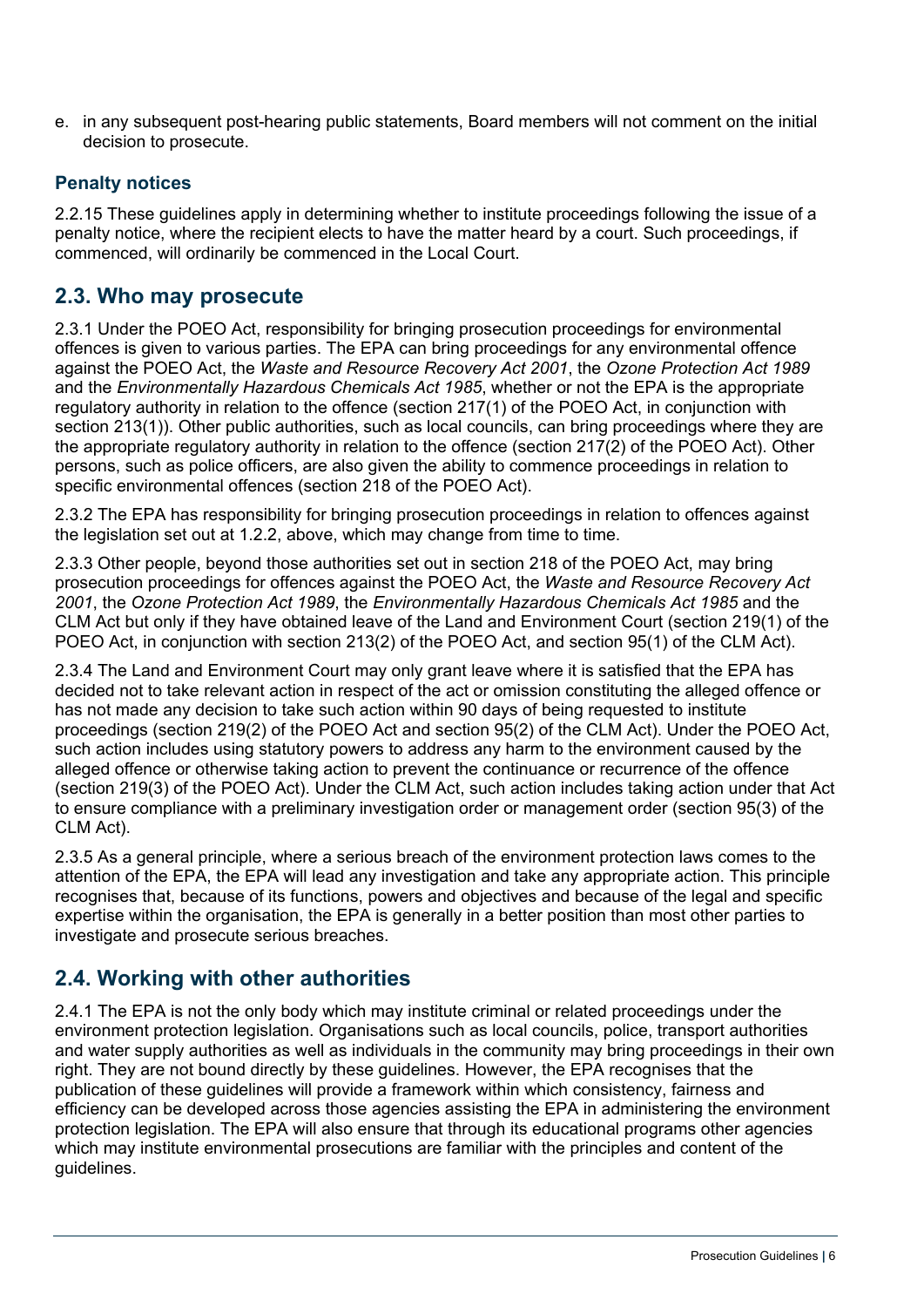e. in any subsequent post-hearing public statements, Board members will not comment on the initial decision to prosecute.

### Penalty notices

2.2.15 These guidelines apply in determining whether to institute proceedings following the issue of a penalty notice, where the recipient elects to have the matter heard by a court. Such proceedings, if commenced, will ordinarily be commenced in the Local Court.

## 2.3. Who may prosecute

2.3.1 Under the POEO Act, responsibility for bringing prosecution proceedings for environmental offences is given to various parties. The EPA can bring proceedings for any environmental offence against the POEO Act, the *Waste and Resource Recovery Act 2001*, the *Ozone Protection Act 1989* and the *Environmentally Hazardous Chemicals Act 1985*, whether or not the EPA is the appropriate regulatory authority in relation to the offence (section 217(1) of the POEO Act, in conjunction with section 213(1)). Other public authorities, such as local councils, can bring proceedings where they are the appropriate regulatory authority in relation to the offence (section 217(2) of the POEO Act). Other persons, such as police officers, are also given the ability to commence proceedings in relation to specific environmental offences (section 218 of the POEO Act).

2.3.2 The EPA has responsibility for bringing prosecution proceedings in relation to offences against the legislation set out at 1.2.2, above, which may change from time to time.

2.3.3 Other people, beyond those authorities set out in section 218 of the POEO Act, may bring prosecution proceedings for offences against the POEO Act, the *Waste and Resource Recovery Act 2001*, the *Ozone Protection Act 1989*, the *Environmentally Hazardous Chemicals Act 1985* and the CLM Act but only if they have obtained leave of the Land and Environment Court (section 219(1) of the POEO Act, in conjunction with section 213(2) of the POEO Act, and section 95(1) of the CLM Act).

2.3.4 The Land and Environment Court may only grant leave where it is satisfied that the EPA has decided not to take relevant action in respect of the act or omission constituting the alleged offence or has not made any decision to take such action within 90 days of being requested to institute proceedings (section 219(2) of the POEO Act and section 95(2) of the CLM Act). Under the POEO Act, such action includes using statutory powers to address any harm to the environment caused by the alleged offence or otherwise taking action to prevent the continuance or recurrence of the offence (section 219(3) of the POEO Act). Under the CLM Act, such action includes taking action under that Act to ensure compliance with a preliminary investigation order or management order (section 95(3) of the CLM Act).

2.3.5 As a general principle, where a serious breach of the environment protection laws comes to the attention of the EPA, the EPA will lead any investigation and take any appropriate action. This principle recognises that, because of its functions, powers and objectives and because of the legal and specific expertise within the organisation, the EPA is generally in a better position than most other parties to investigate and prosecute serious breaches.

## 2.4. Working with other authorities

2.4.1 The EPA is not the only body which may institute criminal or related proceedings under the environment protection legislation. Organisations such as local councils, police, transport authorities and water supply authorities as well as individuals in the community may bring proceedings in their own right. They are not bound directly by these guidelines. However, the EPA recognises that the publication of these guidelines will provide a framework within which consistency, fairness and efficiency can be developed across those agencies assisting the EPA in administering the environment protection legislation. The EPA will also ensure that through its educational programs other agencies which may institute environmental prosecutions are familiar with the principles and content of the guidelines.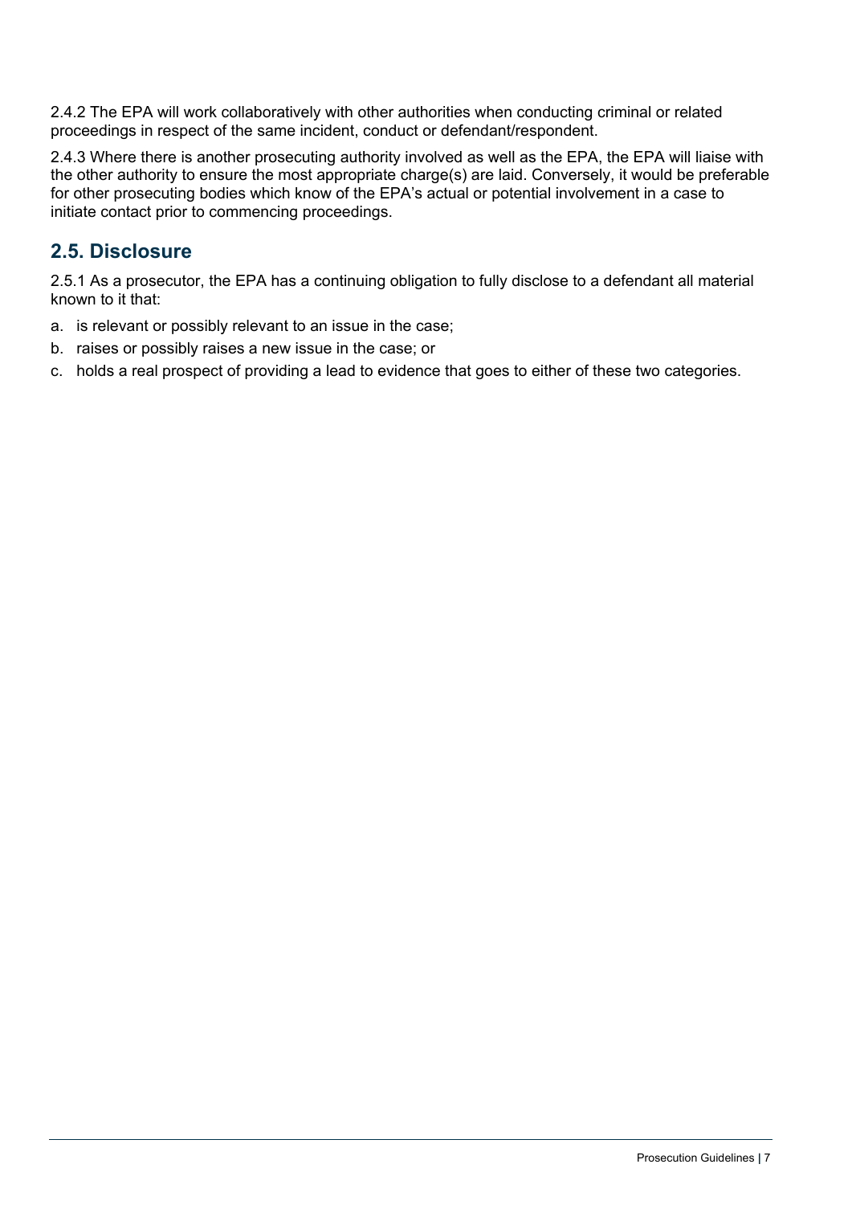2.4.2 The EPA will work collaboratively with other authorities when conducting criminal or related proceedings in respect of the same incident, conduct or defendant/respondent.

2.4.3 Where there is another prosecuting authority involved as well as the EPA, the EPA will liaise with the other authority to ensure the most appropriate charge(s) are laid. Conversely, it would be preferable for other prosecuting bodies which know of the EPA's actual or potential involvement in a case to initiate contact prior to commencing proceedings.

## 2.5. Disclosure

2.5.1 As a prosecutor, the EPA has a continuing obligation to fully disclose to a defendant all material known to it that:

a. is relevant or possibly relevant to an issue in the case;
b. raises or possibly raises a new issue in the case; or
c. holds a real prospect of providing a lead to evidence that goes to either of these two categories.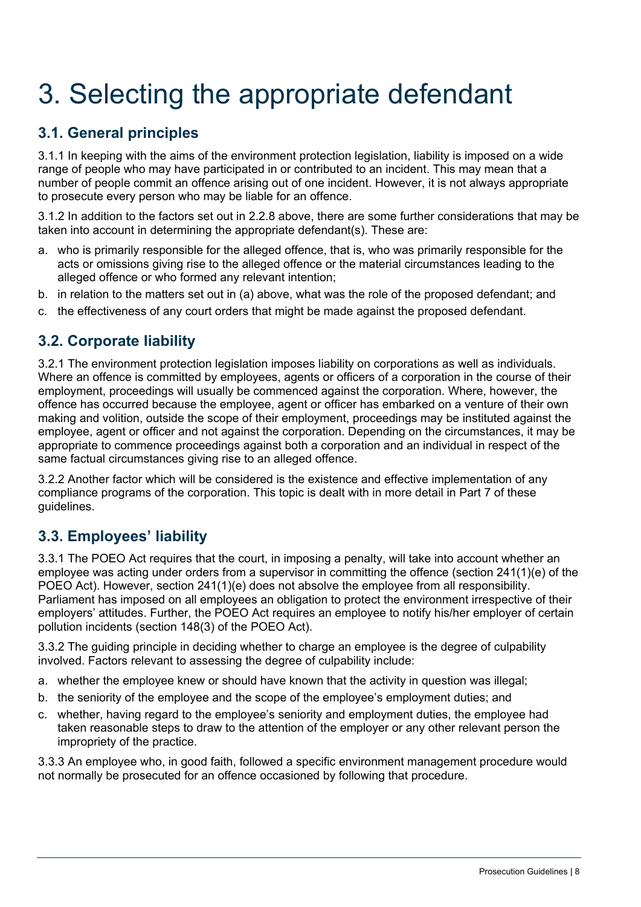# 3. Selecting the appropriate defendant

## 3.1. General principles

3.1.1 In keeping with the aims of the environment protection legislation, liability is imposed on a wide range of people who may have participated in or contributed to an incident. This may mean that a number of people commit an offence arising out of one incident. However, it is not always appropriate to prosecute every person who may be liable for an offence.

3.1.2 In addition to the factors set out in 2.2.8 above, there are some further considerations that may be taken into account in determining the appropriate defendant(s). These are:

a. who is primarily responsible for the alleged offence, that is, who was primarily responsible for the acts or omissions giving rise to the alleged offence or the material circumstances leading to the alleged offence or who formed any relevant intention;
b. in relation to the matters set out in (a) above, what was the role of the proposed defendant; and
c. the effectiveness of any court orders that might be made against the proposed defendant.

## 3.2. Corporate liability

3.2.1 The environment protection legislation imposes liability on corporations as well as individuals. Where an offence is committed by employees, agents or officers of a corporation in the course of their employment, proceedings will usually be commenced against the corporation. Where, however, the offence has occurred because the employee, agent or officer has embarked on a venture of their own making and volition, outside the scope of their employment, proceedings may be instituted against the employee, agent or officer and not against the corporation. Depending on the circumstances, it may be appropriate to commence proceedings against both a corporation and an individual in respect of the same factual circumstances giving rise to an alleged offence.

3.2.2 Another factor which will be considered is the existence and effective implementation of any compliance programs of the corporation. This topic is dealt with in more detail in Part 7 of these guidelines.

## 3.3. Employees' liability

3.3.1 The POEO Act requires that the court, in imposing a penalty, will take into account whether an employee was acting under orders from a supervisor in committing the offence (section 241(1)(e) of the POEO Act). However, section 241(1)(e) does not absolve the employee from all responsibility. Parliament has imposed on all employees an obligation to protect the environment irrespective of their employers' attitudes. Further, the POEO Act requires an employee to notify his/her employer of certain pollution incidents (section 148(3) of the POEO Act).

3.3.2 The guiding principle in deciding whether to charge an employee is the degree of culpability involved. Factors relevant to assessing the degree of culpability include:

a. whether the employee knew or should have known that the activity in question was illegal;
b. the seniority of the employee and the scope of the employee's employment duties; and
c. whether, having regard to the employee's seniority and employment duties, the employee had taken reasonable steps to draw to the attention of the employer or any other relevant person the impropriety of the practice.

3.3.3 An employee who, in good faith, followed a specific environment management procedure would not normally be prosecuted for an offence occasioned by following that procedure.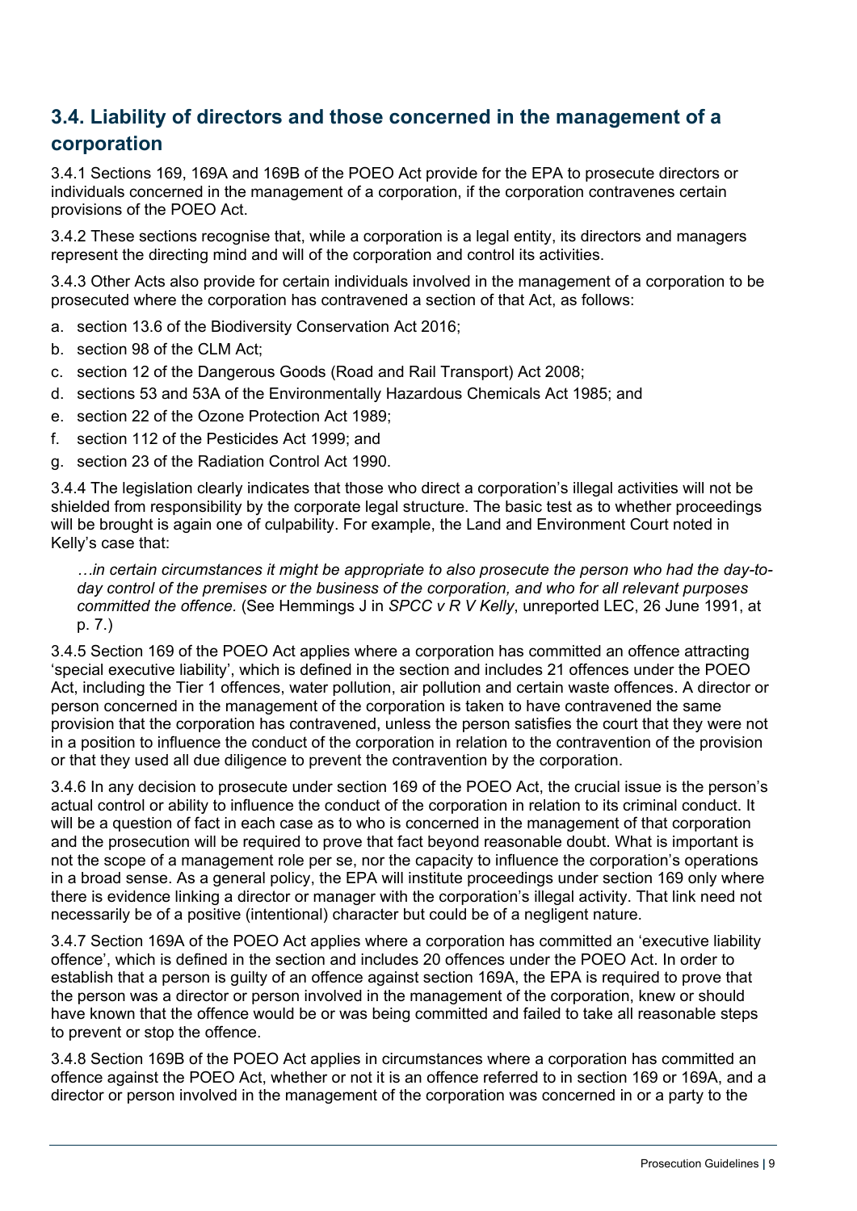## 3.4. Liability of directors and those concerned in the management of a corporation

3.4.1 Sections 169, 169A and 169B of the POEO Act provide for the EPA to prosecute directors or individuals concerned in the management of a corporation, if the corporation contravenes certain provisions of the POEO Act.

3.4.2 These sections recognise that, while a corporation is a legal entity, its directors and managers represent the directing mind and will of the corporation and control its activities.

3.4.3 Other Acts also provide for certain individuals involved in the management of a corporation to be prosecuted where the corporation has contravened a section of that Act, as follows:

a. section 13.6 of the Biodiversity Conservation Act 2016;
b. section 98 of the CLM Act;
c. section 12 of the Dangerous Goods (Road and Rail Transport) Act 2008;
d. sections 53 and 53A of the Environmentally Hazardous Chemicals Act 1985; and
e. section 22 of the Ozone Protection Act 1989;
f. section 112 of the Pesticides Act 1999; and
g. section 23 of the Radiation Control Act 1990.

3.4.4 The legislation clearly indicates that those who direct a corporation's illegal activities will not be shielded from responsibility by the corporate legal structure. The basic test as to whether proceedings will be brought is again one of culpability. For example, the Land and Environment Court noted in Kelly's case that:

> *…in certain circumstances it might be appropriate to also prosecute the person who had the day-to-day control of the premises or the business of the corporation, and who for all relevant purposes committed the offence.* (See Hemmings J in *SPCC v R V Kelly*, unreported LEC, 26 June 1991, at p. 7.)

3.4.5 Section 169 of the POEO Act applies where a corporation has committed an offence attracting 'special executive liability', which is defined in the section and includes 21 offences under the POEO Act, including the Tier 1 offences, water pollution, air pollution and certain waste offences. A director or person concerned in the management of the corporation is taken to have contravened the same provision that the corporation has contravened, unless the person satisfies the court that they were not in a position to influence the conduct of the corporation in relation to the contravention of the provision or that they used all due diligence to prevent the contravention by the corporation.

3.4.6 In any decision to prosecute under section 169 of the POEO Act, the crucial issue is the person's actual control or ability to influence the conduct of the corporation in relation to its criminal conduct. It will be a question of fact in each case as to who is concerned in the management of that corporation and the prosecution will be required to prove that fact beyond reasonable doubt. What is important is not the scope of a management role per se, nor the capacity to influence the corporation's operations in a broad sense. As a general policy, the EPA will institute proceedings under section 169 only where there is evidence linking a director or manager with the corporation's illegal activity. That link need not necessarily be of a positive (intentional) character but could be of a negligent nature.

3.4.7 Section 169A of the POEO Act applies where a corporation has committed an 'executive liability offence', which is defined in the section and includes 20 offences under the POEO Act. In order to establish that a person is guilty of an offence against section 169A, the EPA is required to prove that the person was a director or person involved in the management of the corporation, knew or should have known that the offence would be or was being committed and failed to take all reasonable steps to prevent or stop the offence.

3.4.8 Section 169B of the POEO Act applies in circumstances where a corporation has committed an offence against the POEO Act, whether or not it is an offence referred to in section 169 or 169A, and a director or person involved in the management of the corporation was concerned in or a party to the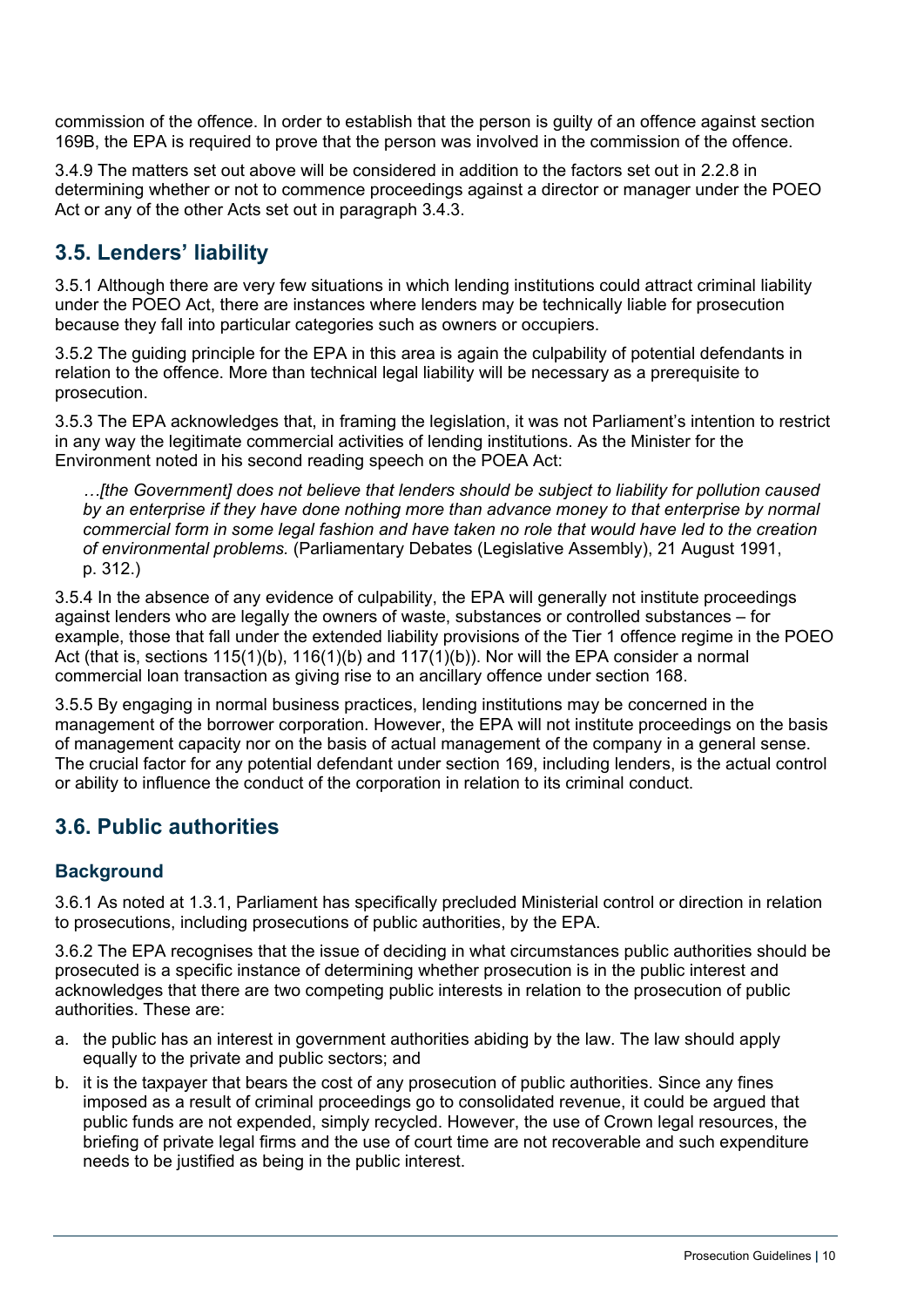commission of the offence. In order to establish that the person is guilty of an offence against section 169B, the EPA is required to prove that the person was involved in the commission of the offence.

3.4.9 The matters set out above will be considered in addition to the factors set out in 2.2.8 in determining whether or not to commence proceedings against a director or manager under the POEO Act or any of the other Acts set out in paragraph 3.4.3.

## 3.5. Lenders' liability

3.5.1 Although there are very few situations in which lending institutions could attract criminal liability under the POEO Act, there are instances where lenders may be technically liable for prosecution because they fall into particular categories such as owners or occupiers.

3.5.2 The guiding principle for the EPA in this area is again the culpability of potential defendants in relation to the offence. More than technical legal liability will be necessary as a prerequisite to prosecution.

3.5.3 The EPA acknowledges that, in framing the legislation, it was not Parliament's intention to restrict in any way the legitimate commercial activities of lending institutions. As the Minister for the Environment noted in his second reading speech on the POEA Act:

> *…[the Government] does not believe that lenders should be subject to liability for pollution caused by an enterprise if they have done nothing more than advance money to that enterprise by normal commercial form in some legal fashion and have taken no role that would have led to the creation of environmental problems.* (Parliamentary Debates (Legislative Assembly), 21 August 1991, p. 312.)

3.5.4 In the absence of any evidence of culpability, the EPA will generally not institute proceedings against lenders who are legally the owners of waste, substances or controlled substances – for example, those that fall under the extended liability provisions of the Tier 1 offence regime in the POEO Act (that is, sections 115(1)(b), 116(1)(b) and 117(1)(b)). Nor will the EPA consider a normal commercial loan transaction as giving rise to an ancillary offence under section 168.

3.5.5 By engaging in normal business practices, lending institutions may be concerned in the management of the borrower corporation. However, the EPA will not institute proceedings on the basis of management capacity nor on the basis of actual management of the company in a general sense. The crucial factor for any potential defendant under section 169, including lenders, is the actual control or ability to influence the conduct of the corporation in relation to its criminal conduct.

## 3.6. Public authorities

### Background

3.6.1 As noted at 1.3.1, Parliament has specifically precluded Ministerial control or direction in relation to prosecutions, including prosecutions of public authorities, by the EPA.

3.6.2 The EPA recognises that the issue of deciding in what circumstances public authorities should be prosecuted is a specific instance of determining whether prosecution is in the public interest and acknowledges that there are two competing public interests in relation to the prosecution of public authorities. These are:

a. the public has an interest in government authorities abiding by the law. The law should apply equally to the private and public sectors; and
b. it is the taxpayer that bears the cost of any prosecution of public authorities. Since any fines imposed as a result of criminal proceedings go to consolidated revenue, it could be argued that public funds are not expended, simply recycled. However, the use of Crown legal resources, the briefing of private legal firms and the use of court time are not recoverable and such expenditure needs to be justified as being in the public interest.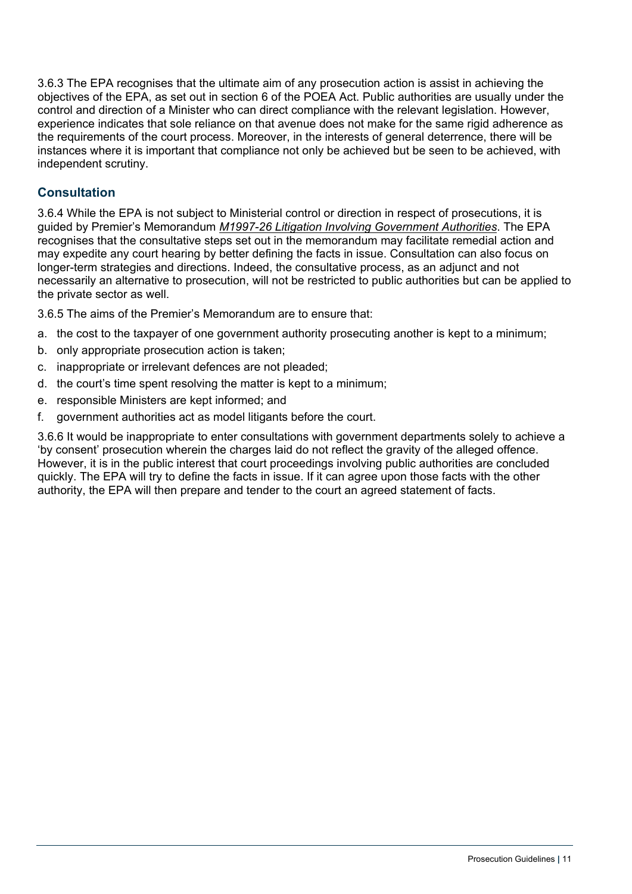3.6.3 The EPA recognises that the ultimate aim of any prosecution action is assist in achieving the objectives of the EPA, as set out in section 6 of the POEA Act. Public authorities are usually under the control and direction of a Minister who can direct compliance with the relevant legislation. However, experience indicates that sole reliance on that avenue does not make for the same rigid adherence as the requirements of the court process. Moreover, in the interests of general deterrence, there will be instances where it is important that compliance not only be achieved but be seen to be achieved, with independent scrutiny.

### Consultation

3.6.4 While the EPA is not subject to Ministerial control or direction in respect of prosecutions, it is guided by Premier's Memorandum *M1997-26 Litigation Involving Government Authorities*. The EPA recognises that the consultative steps set out in the memorandum may facilitate remedial action and may expedite any court hearing by better defining the facts in issue. Consultation can also focus on longer-term strategies and directions. Indeed, the consultative process, as an adjunct and not necessarily an alternative to prosecution, will not be restricted to public authorities but can be applied to the private sector as well.

3.6.5 The aims of the Premier's Memorandum are to ensure that:

a. the cost to the taxpayer of one government authority prosecuting another is kept to a minimum;
b. only appropriate prosecution action is taken;
c. inappropriate or irrelevant defences are not pleaded;
d. the court's time spent resolving the matter is kept to a minimum;
e. responsible Ministers are kept informed; and
f. government authorities act as model litigants before the court.

3.6.6 It would be inappropriate to enter consultations with government departments solely to achieve a 'by consent' prosecution wherein the charges laid do not reflect the gravity of the alleged offence. However, it is in the public interest that court proceedings involving public authorities are concluded quickly. The EPA will try to define the facts in issue. If it can agree upon those facts with the other authority, the EPA will then prepare and tender to the court an agreed statement of facts.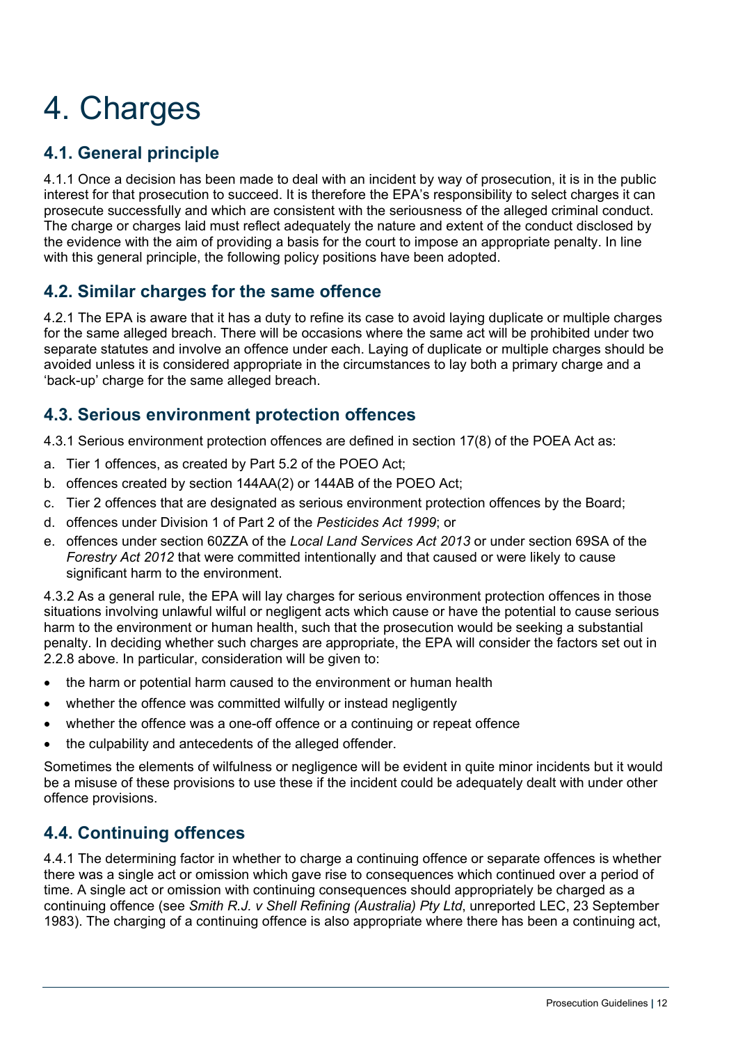# 4. Charges

## 4.1. General principle

4.1.1 Once a decision has been made to deal with an incident by way of prosecution, it is in the public interest for that prosecution to succeed. It is therefore the EPA's responsibility to select charges it can prosecute successfully and which are consistent with the seriousness of the alleged criminal conduct. The charge or charges laid must reflect adequately the nature and extent of the conduct disclosed by the evidence with the aim of providing a basis for the court to impose an appropriate penalty. In line with this general principle, the following policy positions have been adopted.

## 4.2. Similar charges for the same offence

4.2.1 The EPA is aware that it has a duty to refine its case to avoid laying duplicate or multiple charges for the same alleged breach. There will be occasions where the same act will be prohibited under two separate statutes and involve an offence under each. Laying of duplicate or multiple charges should be avoided unless it is considered appropriate in the circumstances to lay both a primary charge and a 'back-up' charge for the same alleged breach.

## 4.3. Serious environment protection offences

4.3.1 Serious environment protection offences are defined in section 17(8) of the POEA Act as:

a. Tier 1 offences, as created by Part 5.2 of the POEO Act;
b. offences created by section 144AA(2) or 144AB of the POEO Act;
c. Tier 2 offences that are designated as serious environment protection offences by the Board;
d. offences under Division 1 of Part 2 of the *Pesticides Act 1999*; or
e. offences under section 60ZZA of the *Local Land Services Act 2013* or under section 69SA of the *Forestry Act 2012* that were committed intentionally and that caused or were likely to cause significant harm to the environment.

4.3.2 As a general rule, the EPA will lay charges for serious environment protection offences in those situations involving unlawful wilful or negligent acts which cause or have the potential to cause serious harm to the environment or human health, such that the prosecution would be seeking a substantial penalty. In deciding whether such charges are appropriate, the EPA will consider the factors set out in 2.2.8 above. In particular, consideration will be given to:

- the harm or potential harm caused to the environment or human health
- whether the offence was committed wilfully or instead negligently
- whether the offence was a one-off offence or a continuing or repeat offence
- the culpability and antecedents of the alleged offender.

Sometimes the elements of wilfulness or negligence will be evident in quite minor incidents but it would be a misuse of these provisions to use these if the incident could be adequately dealt with under other offence provisions.

## 4.4. Continuing offences

4.4.1 The determining factor in whether to charge a continuing offence or separate offences is whether there was a single act or omission which gave rise to consequences which continued over a period of time. A single act or omission with continuing consequences should appropriately be charged as a continuing offence (see *Smith R.J. v Shell Refining (Australia) Pty Ltd*, unreported LEC, 23 September 1983). The charging of a continuing offence is also appropriate where there has been a continuing act,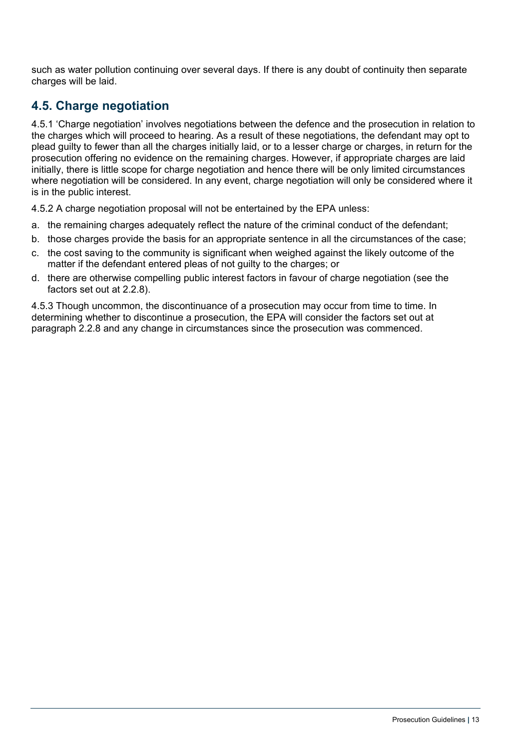such as water pollution continuing over several days. If there is any doubt of continuity then separate charges will be laid.

## 4.5. Charge negotiation

4.5.1 'Charge negotiation' involves negotiations between the defence and the prosecution in relation to the charges which will proceed to hearing. As a result of these negotiations, the defendant may opt to plead guilty to fewer than all the charges initially laid, or to a lesser charge or charges, in return for the prosecution offering no evidence on the remaining charges. However, if appropriate charges are laid initially, there is little scope for charge negotiation and hence there will be only limited circumstances where negotiation will be considered. In any event, charge negotiation will only be considered where it is in the public interest.

4.5.2 A charge negotiation proposal will not be entertained by the EPA unless:

a. the remaining charges adequately reflect the nature of the criminal conduct of the defendant;
b. those charges provide the basis for an appropriate sentence in all the circumstances of the case;
c. the cost saving to the community is significant when weighed against the likely outcome of the matter if the defendant entered pleas of not guilty to the charges; or
d. there are otherwise compelling public interest factors in favour of charge negotiation (see the factors set out at 2.2.8).

4.5.3 Though uncommon, the discontinuance of a prosecution may occur from time to time. In determining whether to discontinue a prosecution, the EPA will consider the factors set out at paragraph 2.2.8 and any change in circumstances since the prosecution was commenced.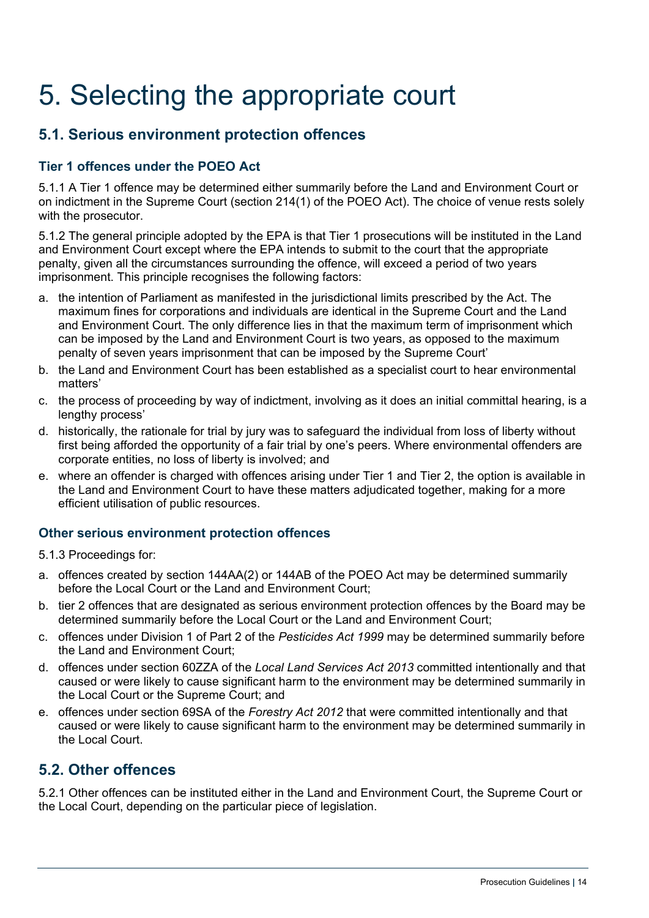# 5. Selecting the appropriate court

## 5.1. Serious environment protection offences

### Tier 1 offences under the POEO Act

5.1.1 A Tier 1 offence may be determined either summarily before the Land and Environment Court or on indictment in the Supreme Court (section 214(1) of the POEO Act). The choice of venue rests solely with the prosecutor.

5.1.2 The general principle adopted by the EPA is that Tier 1 prosecutions will be instituted in the Land and Environment Court except where the EPA intends to submit to the court that the appropriate penalty, given all the circumstances surrounding the offence, will exceed a period of two years imprisonment. This principle recognises the following factors:

a. the intention of Parliament as manifested in the jurisdictional limits prescribed by the Act. The maximum fines for corporations and individuals are identical in the Supreme Court and the Land and Environment Court. The only difference lies in that the maximum term of imprisonment which can be imposed by the Land and Environment Court is two years, as opposed to the maximum penalty of seven years imprisonment that can be imposed by the Supreme Court'

b. the Land and Environment Court has been established as a specialist court to hear environmental matters'

c. the process of proceeding by way of indictment, involving as it does an initial committal hearing, is a lengthy process'

d. historically, the rationale for trial by jury was to safeguard the individual from loss of liberty without first being afforded the opportunity of a fair trial by one's peers. Where environmental offenders are corporate entities, no loss of liberty is involved; and

e. where an offender is charged with offences arising under Tier 1 and Tier 2, the option is available in the Land and Environment Court to have these matters adjudicated together, making for a more efficient utilisation of public resources.

### Other serious environment protection offences

5.1.3 Proceedings for:

a. offences created by section 144AA(2) or 144AB of the POEO Act may be determined summarily before the Local Court or the Land and Environment Court;

b. tier 2 offences that are designated as serious environment protection offences by the Board may be determined summarily before the Local Court or the Land and Environment Court;

c. offences under Division 1 of Part 2 of the *Pesticides Act 1999* may be determined summarily before the Land and Environment Court;

d. offences under section 60ZZA of the *Local Land Services Act 2013* committed intentionally and that caused or were likely to cause significant harm to the environment may be determined summarily in the Local Court or the Supreme Court; and

e. offences under section 69SA of the *Forestry Act 2012* that were committed intentionally and that caused or were likely to cause significant harm to the environment may be determined summarily in the Local Court.

## 5.2. Other offences

5.2.1 Other offences can be instituted either in the Land and Environment Court, the Supreme Court or the Local Court, depending on the particular piece of legislation.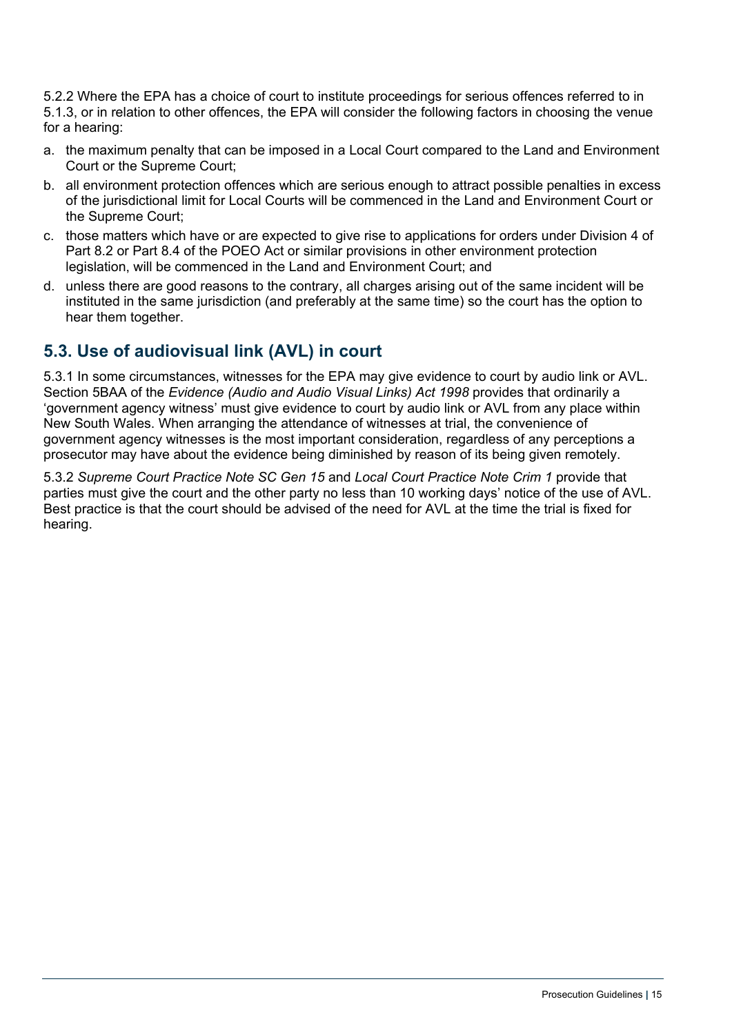5.2.2 Where the EPA has a choice of court to institute proceedings for serious offences referred to in 5.1.3, or in relation to other offences, the EPA will consider the following factors in choosing the venue for a hearing:

a. the maximum penalty that can be imposed in a Local Court compared to the Land and Environment Court or the Supreme Court;
b. all environment protection offences which are serious enough to attract possible penalties in excess of the jurisdictional limit for Local Courts will be commenced in the Land and Environment Court or the Supreme Court;
c. those matters which have or are expected to give rise to applications for orders under Division 4 of Part 8.2 or Part 8.4 of the POEO Act or similar provisions in other environment protection legislation, will be commenced in the Land and Environment Court; and
d. unless there are good reasons to the contrary, all charges arising out of the same incident will be instituted in the same jurisdiction (and preferably at the same time) so the court has the option to hear them together.

## 5.3. Use of audiovisual link (AVL) in court

5.3.1 In some circumstances, witnesses for the EPA may give evidence to court by audio link or AVL. Section 5BAA of the *Evidence (Audio and Audio Visual Links) Act 1998* provides that ordinarily a 'government agency witness' must give evidence to court by audio link or AVL from any place within New South Wales. When arranging the attendance of witnesses at trial, the convenience of government agency witnesses is the most important consideration, regardless of any perceptions a prosecutor may have about the evidence being diminished by reason of its being given remotely.

5.3.2 *Supreme Court Practice Note SC Gen 15* and *Local Court Practice Note Crim 1* provide that parties must give the court and the other party no less than 10 working days' notice of the use of AVL. Best practice is that the court should be advised of the need for AVL at the time the trial is fixed for hearing.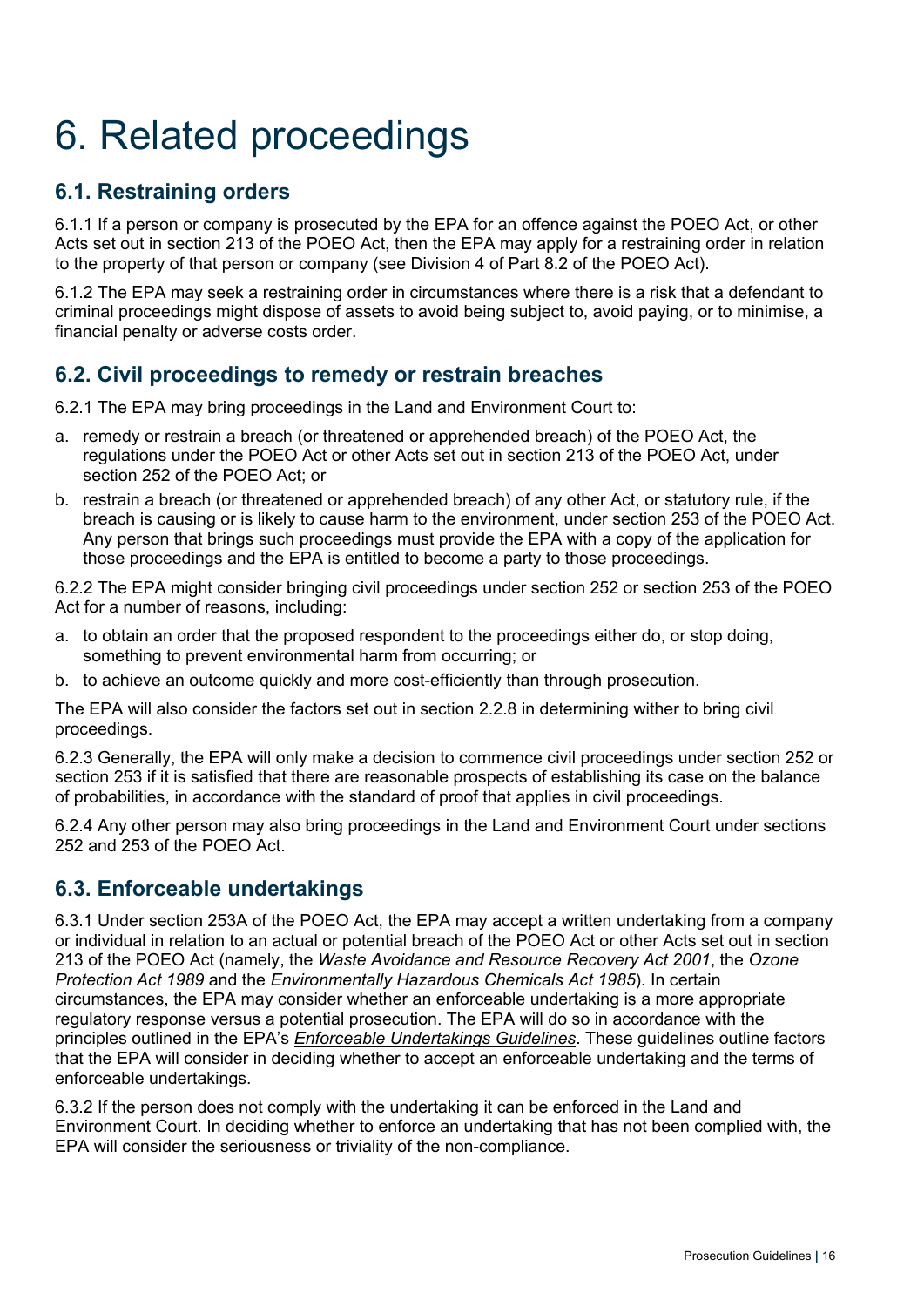# 6. Related proceedings

## 6.1. Restraining orders

6.1.1 If a person or company is prosecuted by the EPA for an offence against the POEO Act, or other Acts set out in section 213 of the POEO Act, then the EPA may apply for a restraining order in relation to the property of that person or company (see Division 4 of Part 8.2 of the POEO Act).

6.1.2 The EPA may seek a restraining order in circumstances where there is a risk that a defendant to criminal proceedings might dispose of assets to avoid being subject to, avoid paying, or to minimise, a financial penalty or adverse costs order.

## 6.2. Civil proceedings to remedy or restrain breaches

6.2.1 The EPA may bring proceedings in the Land and Environment Court to:

a. remedy or restrain a breach (or threatened or apprehended breach) of the POEO Act, the regulations under the POEO Act or other Acts set out in section 213 of the POEO Act, under section 252 of the POEO Act; or
b. restrain a breach (or threatened or apprehended breach) of any other Act, or statutory rule, if the breach is causing or is likely to cause harm to the environment, under section 253 of the POEO Act. Any person that brings such proceedings must provide the EPA with a copy of the application for those proceedings and the EPA is entitled to become a party to those proceedings.

6.2.2 The EPA might consider bringing civil proceedings under section 252 or section 253 of the POEO Act for a number of reasons, including:

a. to obtain an order that the proposed respondent to the proceedings either do, or stop doing, something to prevent environmental harm from occurring; or
b. to achieve an outcome quickly and more cost-efficiently than through prosecution.

The EPA will also consider the factors set out in section 2.2.8 in determining wither to bring civil proceedings.

6.2.3 Generally, the EPA will only make a decision to commence civil proceedings under section 252 or section 253 if it is satisfied that there are reasonable prospects of establishing its case on the balance of probabilities, in accordance with the standard of proof that applies in civil proceedings.

6.2.4 Any other person may also bring proceedings in the Land and Environment Court under sections 252 and 253 of the POEO Act.

## 6.3. Enforceable undertakings

6.3.1 Under section 253A of the POEO Act, the EPA may accept a written undertaking from a company or individual in relation to an actual or potential breach of the POEO Act or other Acts set out in section 213 of the POEO Act (namely, the *Waste Avoidance and Resource Recovery Act 2001*, the *Ozone Protection Act 1989* and the *Environmentally Hazardous Chemicals Act 1985*). In certain circumstances, the EPA may consider whether an enforceable undertaking is a more appropriate regulatory response versus a potential prosecution. The EPA will do so in accordance with the principles outlined in the EPA's *Enforceable Undertakings Guidelines*. These guidelines outline factors that the EPA will consider in deciding whether to accept an enforceable undertaking and the terms of enforceable undertakings.

6.3.2 If the person does not comply with the undertaking it can be enforced in the Land and Environment Court. In deciding whether to enforce an undertaking that has not been complied with, the EPA will consider the seriousness or triviality of the non-compliance.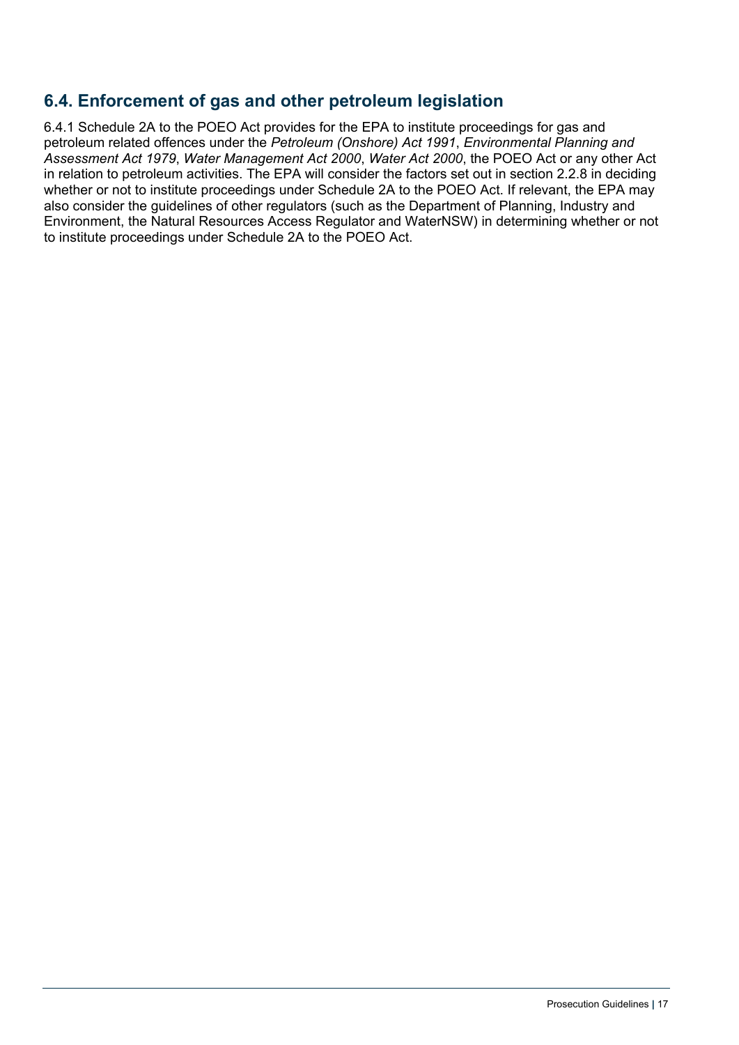## 6.4. Enforcement of gas and other petroleum legislation

6.4.1 Schedule 2A to the POEO Act provides for the EPA to institute proceedings for gas and petroleum related offences under the *Petroleum (Onshore) Act 1991*, *Environmental Planning and Assessment Act 1979*, *Water Management Act 2000*, *Water Act 2000*, the POEO Act or any other Act in relation to petroleum activities. The EPA will consider the factors set out in section 2.2.8 in deciding whether or not to institute proceedings under Schedule 2A to the POEO Act. If relevant, the EPA may also consider the guidelines of other regulators (such as the Department of Planning, Industry and Environment, the Natural Resources Access Regulator and WaterNSW) in determining whether or not to institute proceedings under Schedule 2A to the POEO Act.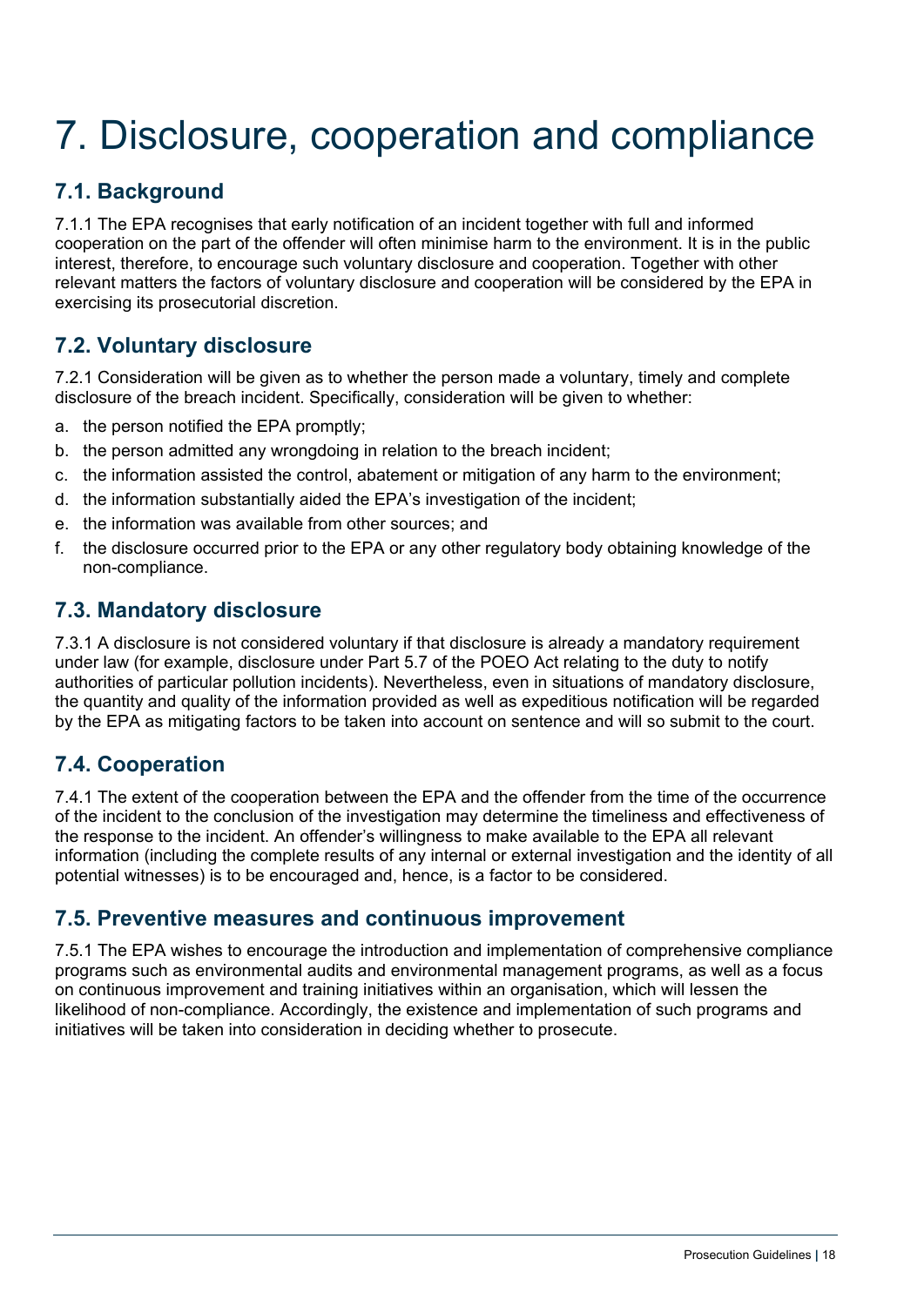# 7. Disclosure, cooperation and compliance

## 7.1. Background

7.1.1 The EPA recognises that early notification of an incident together with full and informed cooperation on the part of the offender will often minimise harm to the environment. It is in the public interest, therefore, to encourage such voluntary disclosure and cooperation. Together with other relevant matters the factors of voluntary disclosure and cooperation will be considered by the EPA in exercising its prosecutorial discretion.

## 7.2. Voluntary disclosure

7.2.1 Consideration will be given as to whether the person made a voluntary, timely and complete disclosure of the breach incident. Specifically, consideration will be given to whether:

a. the person notified the EPA promptly;
b. the person admitted any wrongdoing in relation to the breach incident;
c. the information assisted the control, abatement or mitigation of any harm to the environment;
d. the information substantially aided the EPA's investigation of the incident;
e. the information was available from other sources; and
f. the disclosure occurred prior to the EPA or any other regulatory body obtaining knowledge of the non-compliance.

## 7.3. Mandatory disclosure

7.3.1 A disclosure is not considered voluntary if that disclosure is already a mandatory requirement under law (for example, disclosure under Part 5.7 of the POEO Act relating to the duty to notify authorities of particular pollution incidents). Nevertheless, even in situations of mandatory disclosure, the quantity and quality of the information provided as well as expeditious notification will be regarded by the EPA as mitigating factors to be taken into account on sentence and will so submit to the court.

## 7.4. Cooperation

7.4.1 The extent of the cooperation between the EPA and the offender from the time of the occurrence of the incident to the conclusion of the investigation may determine the timeliness and effectiveness of the response to the incident. An offender's willingness to make available to the EPA all relevant information (including the complete results of any internal or external investigation and the identity of all potential witnesses) is to be encouraged and, hence, is a factor to be considered.

## 7.5. Preventive measures and continuous improvement

7.5.1 The EPA wishes to encourage the introduction and implementation of comprehensive compliance programs such as environmental audits and environmental management programs, as well as a focus on continuous improvement and training initiatives within an organisation, which will lessen the likelihood of non-compliance. Accordingly, the existence and implementation of such programs and initiatives will be taken into consideration in deciding whether to prosecute.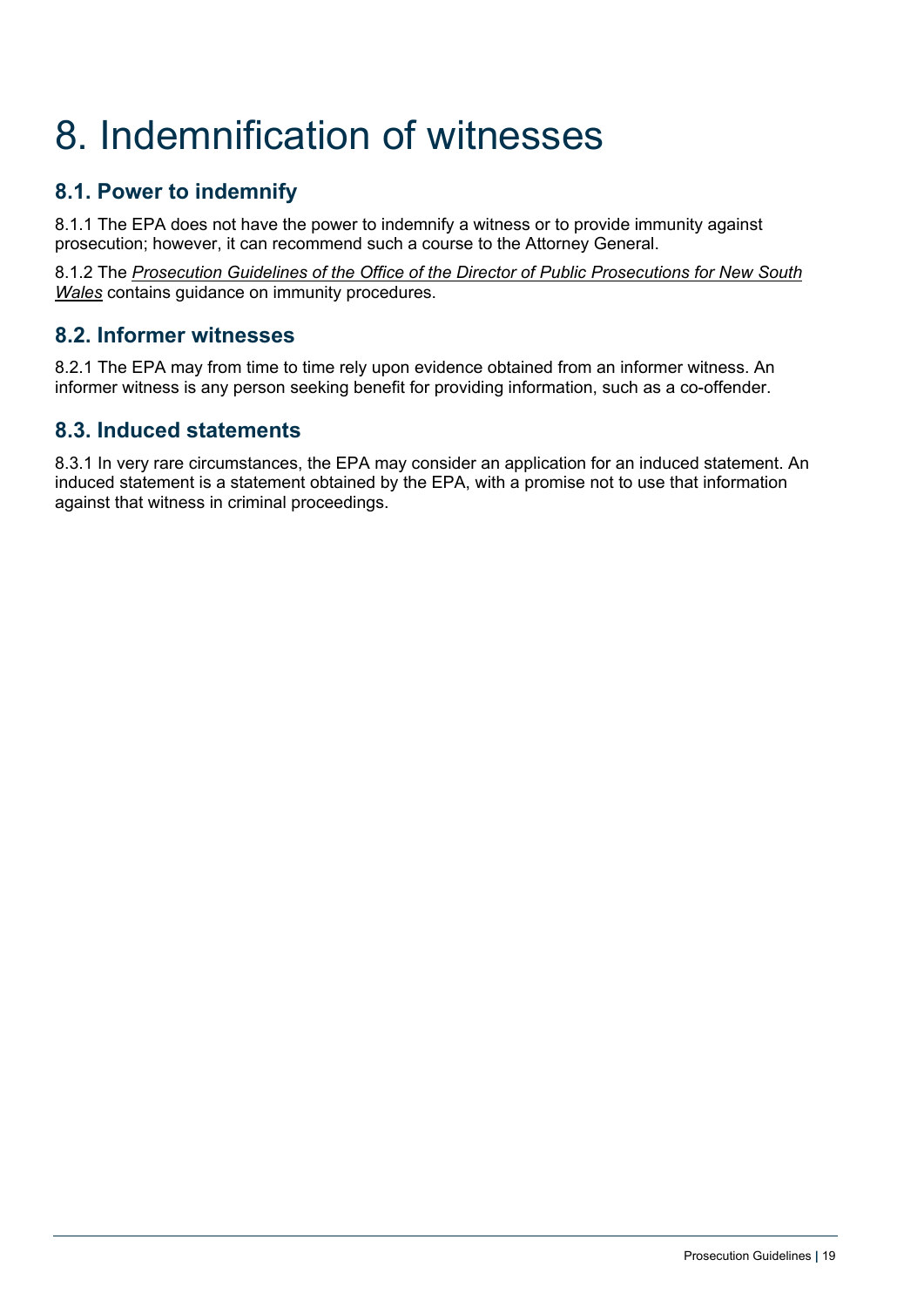# 8. Indemnification of witnesses

## 8.1. Power to indemnify

8.1.1 The EPA does not have the power to indemnify a witness or to provide immunity against prosecution; however, it can recommend such a course to the Attorney General.

8.1.2 The *Prosecution Guidelines of the Office of the Director of Public Prosecutions for New South Wales* contains guidance on immunity procedures.

## 8.2. Informer witnesses

8.2.1 The EPA may from time to time rely upon evidence obtained from an informer witness. An informer witness is any person seeking benefit for providing information, such as a co-offender.

## 8.3. Induced statements

8.3.1 In very rare circumstances, the EPA may consider an application for an induced statement. An induced statement is a statement obtained by the EPA, with a promise not to use that information against that witness in criminal proceedings.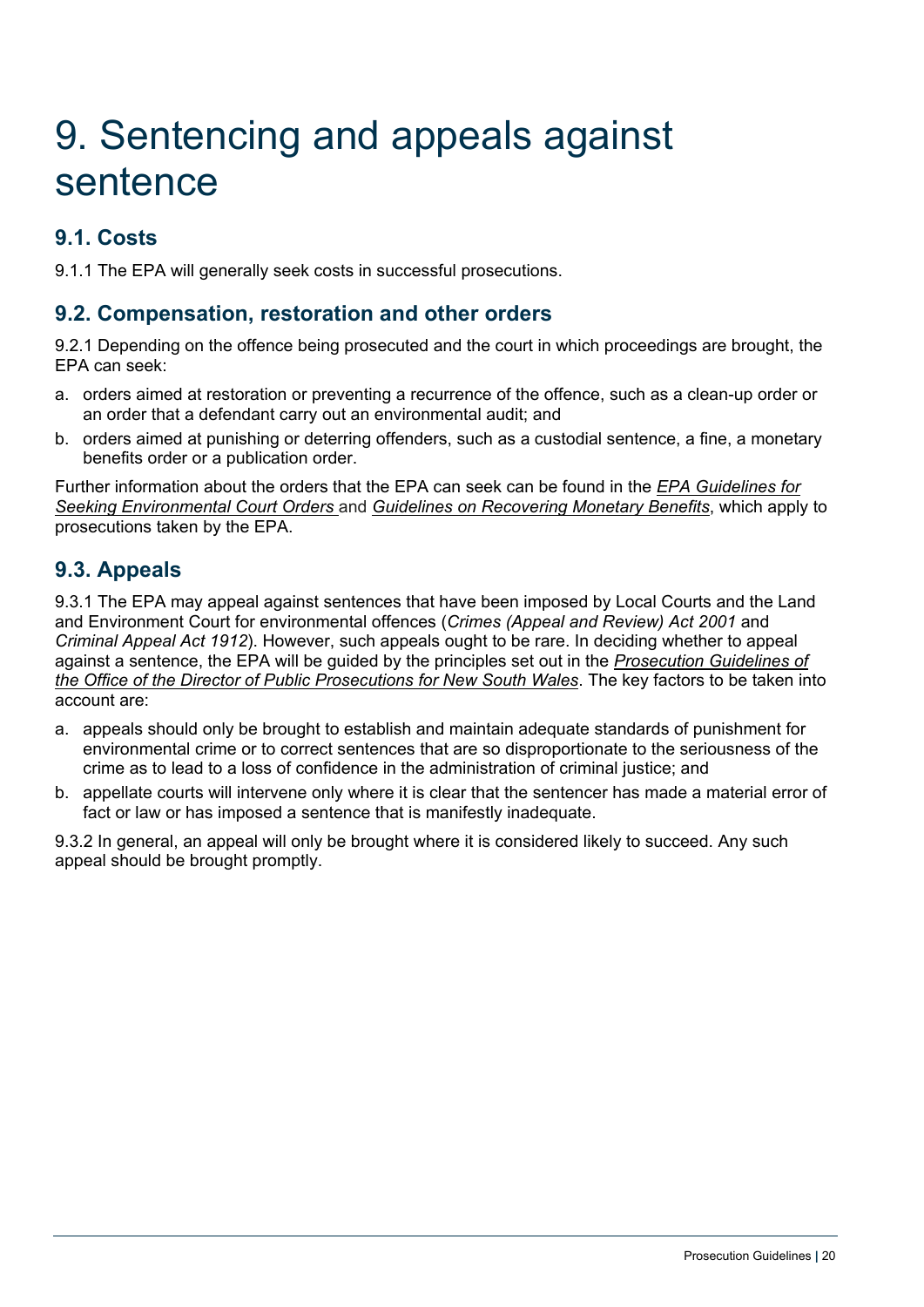# 9. Sentencing and appeals against sentence

## 9.1. Costs

9.1.1 The EPA will generally seek costs in successful prosecutions.

## 9.2. Compensation, restoration and other orders

9.2.1 Depending on the offence being prosecuted and the court in which proceedings are brought, the EPA can seek:

a. orders aimed at restoration or preventing a recurrence of the offence, such as a clean-up order or an order that a defendant carry out an environmental audit; and
b. orders aimed at punishing or deterring offenders, such as a custodial sentence, a fine, a monetary benefits order or a publication order.

Further information about the orders that the EPA can seek can be found in the *EPA Guidelines for Seeking Environmental Court Orders* and *Guidelines on Recovering Monetary Benefits*, which apply to prosecutions taken by the EPA.

## 9.3. Appeals

9.3.1 The EPA may appeal against sentences that have been imposed by Local Courts and the Land and Environment Court for environmental offences (*Crimes (Appeal and Review) Act 2001* and *Criminal Appeal Act 1912*). However, such appeals ought to be rare. In deciding whether to appeal against a sentence, the EPA will be guided by the principles set out in the *Prosecution Guidelines of the Office of the Director of Public Prosecutions for New South Wales*. The key factors to be taken into account are:

a. appeals should only be brought to establish and maintain adequate standards of punishment for environmental crime or to correct sentences that are so disproportionate to the seriousness of the crime as to lead to a loss of confidence in the administration of criminal justice; and
b. appellate courts will intervene only where it is clear that the sentencer has made a material error of fact or law or has imposed a sentence that is manifestly inadequate.

9.3.2 In general, an appeal will only be brought where it is considered likely to succeed. Any such appeal should be brought promptly.